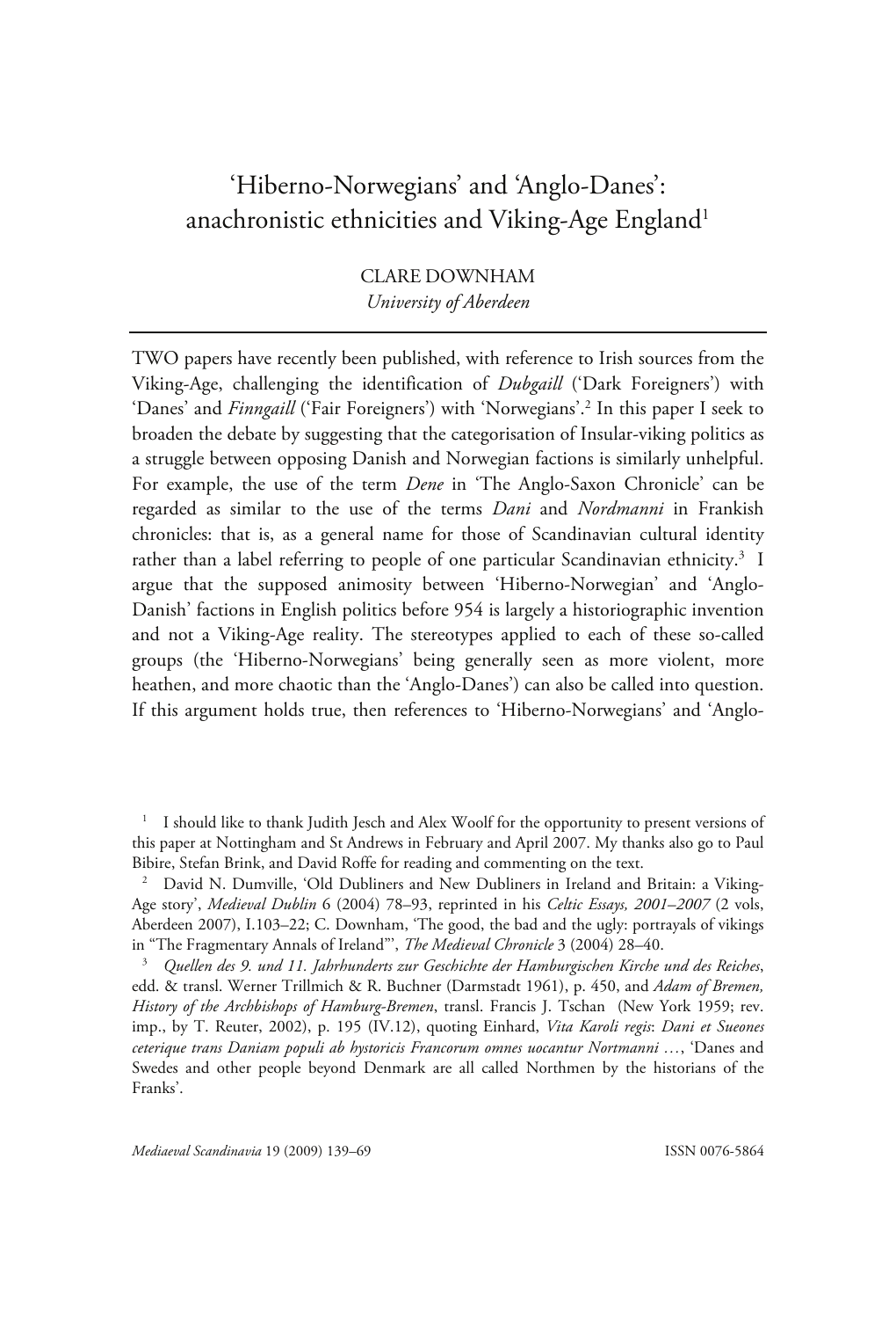# ‘Hiberno-Norwegians’ and ‘Anglo-Danes’: anachronistic ethnicities and Viking-Age England[1]

CLARE DOWNHAM
*University of Aberdeen*

TWO papers have recently been published, with reference to Irish sources from the Viking-Age, challenging the identification of *Dubgaill* (‘Dark Foreigners’) with ‘Danes’ and *Finngaill* (‘Fair Foreigners’) with ‘Norwegians’.[2] In this paper I seek to broaden the debate by suggesting that the categorisation of Insular-viking politics as a struggle between opposing Danish and Norwegian factions is similarly unhelpful. For example, the use of the term *Dene* in ‘The Anglo-Saxon Chronicle’ can be regarded as similar to the use of the terms *Dani* and *Nordmanni* in Frankish chronicles: that is, as a general name for those of Scandinavian cultural identity rather than a label referring to people of one particular Scandinavian ethnicity.[3] I argue that the supposed animosity between ‘Hiberno-Norwegian’ and ‘Anglo-Danish’ factions in English politics before 954 is largely a historiographic invention and not a Viking-Age reality. The stereotypes applied to each of these so-called groups (the ‘Hiberno-Norwegians’ being generally seen as more violent, more heathen, and more chaotic than the ‘Anglo-Danes’) can also be called into question. If this argument holds true, then references to ‘Hiberno-Norwegians’ and ‘Anglo-

[1] I should like to thank Judith Jesch and Alex Woolf for the opportunity to present versions of this paper at Nottingham and St Andrews in February and April 2007. My thanks also go to Paul Bibire, Stefan Brink, and David Roffe for reading and commenting on the text.

[2] David N. Dumville, ‘Old Dubliners and New Dubliners in Ireland and Britain: a Viking-Age story’, *Medieval Dublin* 6 (2004) 78–93, reprinted in his *Celtic Essays, 2001–2007* (2 vols, Aberdeen 2007), I.103–22; C. Downham, ‘The good, the bad and the ugly: portrayals of vikings in “The Fragmentary Annals of Ireland”’, *The Medieval Chronicle* 3 (2004) 28–40.

[3] *Quellen des 9. und 11. Jahrhunderts zur Geschichte der Hamburgischen Kirche und des Reiches*, edd. & transl. Werner Trillmich & R. Buchner (Darmstadt 1961), p. 450, and *Adam of Bremen, History of the Archbishops of Hamburg-Bremen*, transl. Francis J. Tschan (New York 1959; rev. imp., by T. Reuter, 2002), p. 195 (IV.12), quoting Einhard, *Vita Karoli regis*: *Dani et Sueones ceterique trans Daniam populi ab hystoricis Francorum omnes uocantur Nortmanni …*, ‘Danes and Swedes and other people beyond Denmark are all called Northmen by the historians of the Franks’.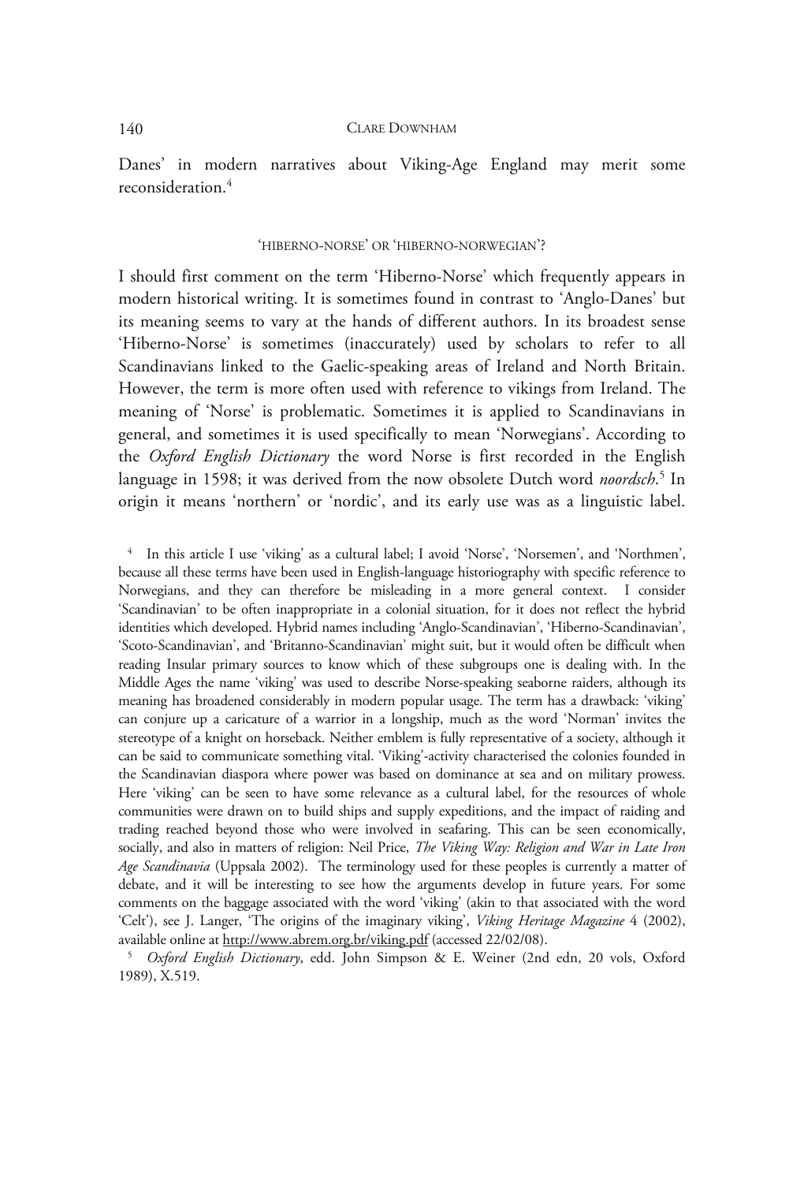Danes' in modern narratives about Viking-Age England may merit some reconsideration.[4]

## 'HIBERNO-NORSE' OR 'HIBERNO-NORWEGIAN'?

I should first comment on the term 'Hiberno-Norse' which frequently appears in modern historical writing. It is sometimes found in contrast to 'Anglo-Danes' but its meaning seems to vary at the hands of different authors. In its broadest sense 'Hiberno-Norse' is sometimes (inaccurately) used by scholars to refer to all Scandinavians linked to the Gaelic-speaking areas of Ireland and North Britain. However, the term is more often used with reference to vikings from Ireland. The meaning of 'Norse' is problematic. Sometimes it is applied to Scandinavians in general, and sometimes it is used specifically to mean 'Norwegians'. According to the *Oxford English Dictionary* the word Norse is first recorded in the English language in 1598; it was derived from the now obsolete Dutch word *noordsch*.[5] In origin it means 'northern' or 'nordic', and its early use was as a linguistic label.

[4] In this article I use 'viking' as a cultural label; I avoid 'Norse', 'Norsemen', and 'Northmen', because all these terms have been used in English-language historiography with specific reference to Norwegians, and they can therefore be misleading in a more general context. I consider 'Scandinavian' to be often inappropriate in a colonial situation, for it does not reflect the hybrid identities which developed. Hybrid names including 'Anglo-Scandinavian', 'Hiberno-Scandinavian', 'Scoto-Scandinavian', and 'Britanno-Scandinavian' might suit, but it would often be difficult when reading Insular primary sources to know which of these subgroups one is dealing with. In the Middle Ages the name 'viking' was used to describe Norse-speaking seaborne raiders, although its meaning has broadened considerably in modern popular usage. The term has a drawback: 'viking' can conjure up a caricature of a warrior in a longship, much as the word 'Norman' invites the stereotype of a knight on horseback. Neither emblem is fully representative of a society, although it can be said to communicate something vital. 'Viking'-activity characterised the colonies founded in the Scandinavian diaspora where power was based on dominance at sea and on military prowess. Here 'viking' can be seen to have some relevance as a cultural label, for the resources of whole communities were drawn on to build ships and supply expeditions, and the impact of raiding and trading reached beyond those who were involved in seafaring. This can be seen economically, socially, and also in matters of religion: Neil Price, *The Viking Way: Religion and War in Late Iron Age Scandinavia* (Uppsala 2002). The terminology used for these peoples is currently a matter of debate, and it will be interesting to see how the arguments develop in future years. For some comments on the baggage associated with the word 'viking' (akin to that associated with the word 'Celt'), see J. Langer, 'The origins of the imaginary viking', *Viking Heritage Magazine* 4 (2002), available online at http://www.abrem.org.br/viking.pdf (accessed 22/02/08).

[5] *Oxford English Dictionary*, edd. John Simpson & E. Weiner (2nd edn, 20 vols, Oxford 1989), X.519.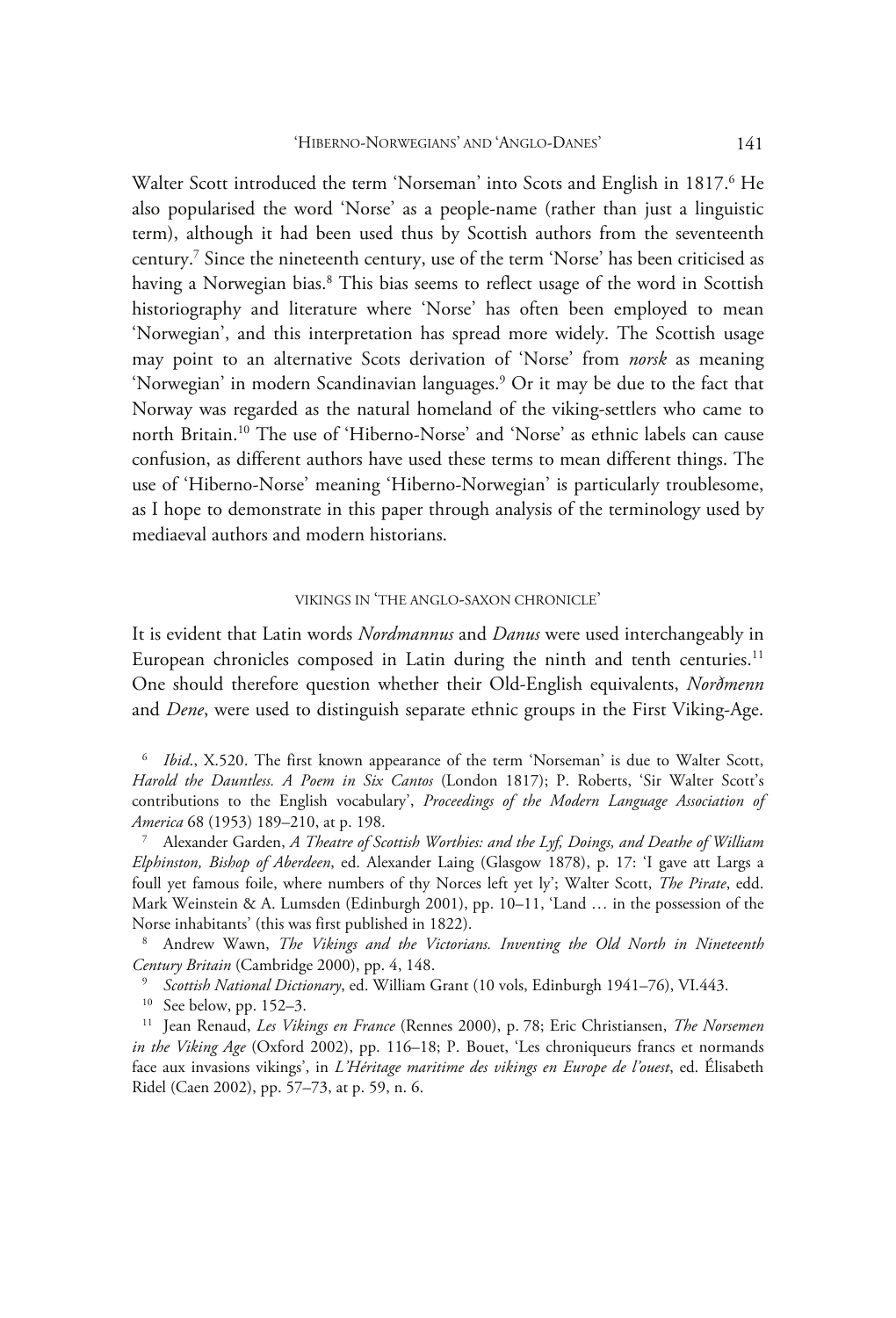Walter Scott introduced the term 'Norseman' into Scots and English in 1817.[6] He also popularised the word 'Norse' as a people-name (rather than just a linguistic term), although it had been used thus by Scottish authors from the seventeenth century.[7] Since the nineteenth century, use of the term 'Norse' has been criticised as having a Norwegian bias.[8] This bias seems to reflect usage of the word in Scottish historiography and literature where 'Norse' has often been employed to mean 'Norwegian', and this interpretation has spread more widely. The Scottish usage may point to an alternative Scots derivation of 'Norse' from *norsk* as meaning 'Norwegian' in modern Scandinavian languages.[9] Or it may be due to the fact that Norway was regarded as the natural homeland of the viking-settlers who came to north Britain.[10] The use of 'Hiberno-Norse' and 'Norse' as ethnic labels can cause confusion, as different authors have used these terms to mean different things. The use of 'Hiberno-Norse' meaning 'Hiberno-Norwegian' is particularly troublesome, as I hope to demonstrate in this paper through analysis of the terminology used by mediaeval authors and modern historians.

## VIKINGS IN 'THE ANGLO-SAXON CHRONICLE'

It is evident that Latin words *Nordmannus* and *Danus* were used interchangeably in European chronicles composed in Latin during the ninth and tenth centuries.[11] One should therefore question whether their Old-English equivalents, *Norðmenn* and *Dene*, were used to distinguish separate ethnic groups in the First Viking-Age.

[6] *Ibid.*, X.520. The first known appearance of the term 'Norseman' is due to Walter Scott, *Harold the Dauntless. A Poem in Six Cantos* (London 1817); P. Roberts, 'Sir Walter Scott's contributions to the English vocabulary', *Proceedings of the Modern Language Association of America* 68 (1953) 189–210, at p. 198.

[7] Alexander Garden, *A Theatre of Scottish Worthies: and the Lyf, Doings, and Deathe of William Elphinston, Bishop of Aberdeen*, ed. Alexander Laing (Glasgow 1878), p. 17: 'I gave att Largs a foull yet famous foile, where numbers of thy Norces left yet ly'; Walter Scott, *The Pirate*, edd. Mark Weinstein & A. Lumsden (Edinburgh 2001), pp. 10–11, 'Land … in the possession of the Norse inhabitants' (this was first published in 1822).

[8] Andrew Wawn, *The Vikings and the Victorians. Inventing the Old North in Nineteenth Century Britain* (Cambridge 2000), pp. 4, 148.

[9] *Scottish National Dictionary*, ed. William Grant (10 vols, Edinburgh 1941–76), VI.443.

[10] See below, pp. 152–3.

[11] Jean Renaud, *Les Vikings en France* (Rennes 2000), p. 78; Eric Christiansen, *The Norsemen in the Viking Age* (Oxford 2002), pp. 116–18; P. Bouet, 'Les chroniqueurs francs et normands face aux invasions vikings', in *L'Héritage maritime des vikings en Europe de l'ouest*, ed. Élisabeth Ridel (Caen 2002), pp. 57–73, at p. 59, n. 6.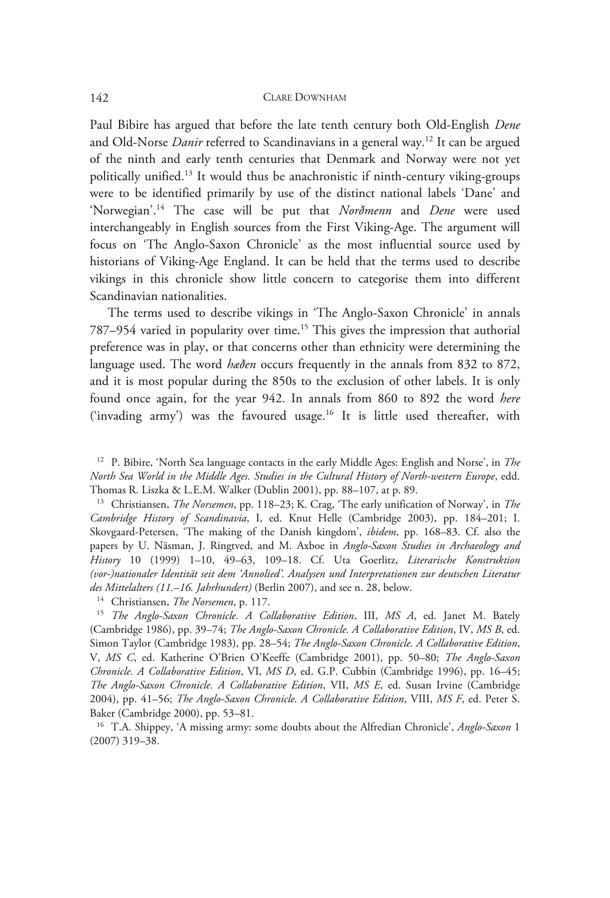Paul Bibire has argued that before the late tenth century both Old-English *Dene* and Old-Norse *Danir* referred to Scandinavians in a general way.[12] It can be argued of the ninth and early tenth centuries that Denmark and Norway were not yet politically unified.[13] It would thus be anachronistic if ninth-century viking-groups were to be identified primarily by use of the distinct national labels 'Dane' and 'Norwegian'.[14] The case will be put that *Norðmenn* and *Dene* were used interchangeably in English sources from the First Viking-Age. The argument will focus on 'The Anglo-Saxon Chronicle' as the most influential source used by historians of Viking-Age England. It can be held that the terms used to describe vikings in this chronicle show little concern to categorise them into different Scandinavian nationalities.

The terms used to describe vikings in 'The Anglo-Saxon Chronicle' in annals 787–954 varied in popularity over time.[15] This gives the impression that authorial preference was in play, or that concerns other than ethnicity were determining the language used. The word *hæðen* occurs frequently in the annals from 832 to 872, and it is most popular during the 850s to the exclusion of other labels. It is only found once again, for the year 942. In annals from 860 to 892 the word *here* ('invading army') was the favoured usage.[16] It is little used thereafter, with

---

[12] P. Bibire, 'North Sea language contacts in the early Middle Ages: English and Norse', in *The North Sea World in the Middle Ages. Studies in the Cultural History of North-western Europe*, edd. Thomas R. Liszka & L.E.M. Walker (Dublin 2001), pp. 88–107, at p. 89.

[13] Christiansen, *The Norsemen*, pp. 118–23; K. Crag, 'The early unification of Norway', in *The Cambridge History of Scandinavia*, I, ed. Knut Helle (Cambridge 2003), pp. 184–201; I. Skovgaard-Petersen, 'The making of the Danish kingdom', *ibidem*, pp. 168–83. Cf. also the papers by U. Näsman, J. Ringtved, and M. Axboe in *Anglo-Saxon Studies in Archaeology and History* 10 (1999) 1–10, 49–63, 109–18. Cf. Uta Goerlitz, *Literarische Konstruktion (vor-)nationaler Identität seit dem 'Annolied'. Analysen und Interpretationen zur deutschen Literatur des Mittelalters (11.–16. Jahrhundert)* (Berlin 2007), and see n. 28, below.

[14] Christiansen, *The Norsemen*, p. 117.

[15] *The Anglo-Saxon Chronicle. A Collaborative Edition*, III, *MS A*, ed. Janet M. Bately (Cambridge 1986), pp. 39–74; *The Anglo-Saxon Chronicle. A Collaborative Edition*, IV, *MS B*, ed. Simon Taylor (Cambridge 1983), pp. 28–54; *The Anglo-Saxon Chronicle. A Collaborative Edition*, V, *MS C*, ed. Katherine O'Brien O'Keeffe (Cambridge 2001), pp. 50–80; *The Anglo-Saxon Chronicle. A Collaborative Edition*, VI, *MS D*, ed. G.P. Cubbin (Cambridge 1996), pp. 16–45; *The Anglo-Saxon Chronicle. A Collaborative Edition*, VII, *MS E*, ed. Susan Irvine (Cambridge 2004), pp. 41–56; *The Anglo-Saxon Chronicle. A Collaborative Edition*, VIII, *MS F*, ed. Peter S. Baker (Cambridge 2000), pp. 53–81.

[16] T.A. Shippey, 'A missing army: some doubts about the Alfredian Chronicle', *Anglo-Saxon* 1 (2007) 319–38.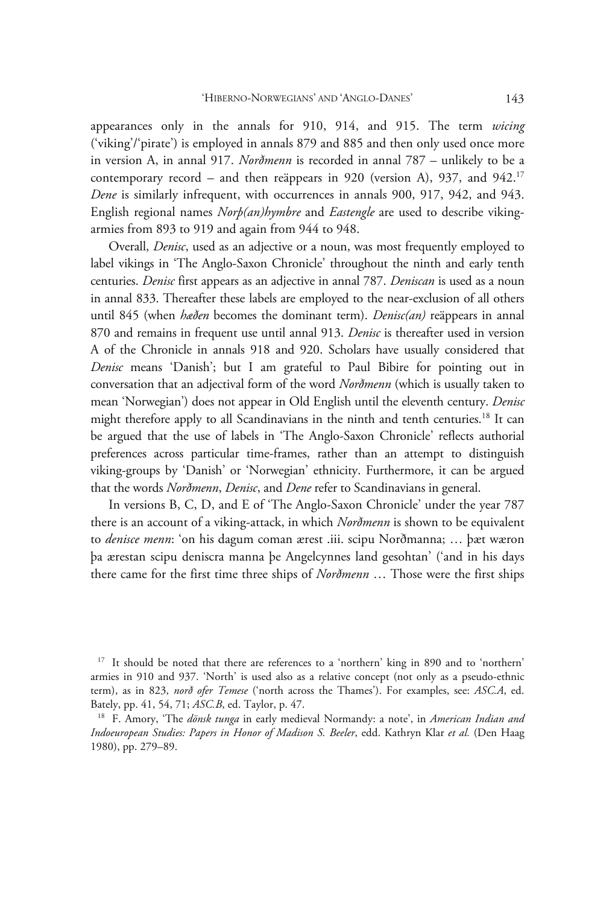appearances only in the annals for 910, 914, and 915. The term *wicing* ('viking'/'pirate') is employed in annals 879 and 885 and then only used once more in version A, in annal 917. *Norðmenn* is recorded in annal 787 – unlikely to be a contemporary record – and then reäppears in 920 (version A), 937, and 942.[17] *Dene* is similarly infrequent, with occurrences in annals 900, 917, 942, and 943. English regional names *Norþ(an)hymbre* and *Eastengle* are used to describe viking-armies from 893 to 919 and again from 944 to 948.

Overall, *Denisc*, used as an adjective or a noun, was most frequently employed to label vikings in 'The Anglo-Saxon Chronicle' throughout the ninth and early tenth centuries. *Denisc* first appears as an adjective in annal 787. *Deniscan* is used as a noun in annal 833. Thereafter these labels are employed to the near-exclusion of all others until 845 (when *hæðen* becomes the dominant term). *Denisc(an)* reäppears in annal 870 and remains in frequent use until annal 913. *Denisc* is thereafter used in version A of the Chronicle in annals 918 and 920. Scholars have usually considered that *Denisc* means 'Danish'; but I am grateful to Paul Bibire for pointing out in conversation that an adjectival form of the word *Norðmenn* (which is usually taken to mean 'Norwegian') does not appear in Old English until the eleventh century. *Denisc* might therefore apply to all Scandinavians in the ninth and tenth centuries.[18] It can be argued that the use of labels in 'The Anglo-Saxon Chronicle' reflects authorial preferences across particular time-frames, rather than an attempt to distinguish viking-groups by 'Danish' or 'Norwegian' ethnicity. Furthermore, it can be argued that the words *Norðmenn*, *Denisc*, and *Dene* refer to Scandinavians in general.

In versions B, C, D, and E of 'The Anglo-Saxon Chronicle' under the year 787 there is an account of a viking-attack, in which *Norðmenn* is shown to be equivalent to *denisce menn*: 'on his dagum coman ærest .iii. scipu Norðmanna; … þæt wæron þa ærestan scipu deniscra manna þe Angelcynnes land gesohtan' ('and in his days there came for the first time three ships of *Norðmenn* … Those were the first ships

---

[17] It should be noted that there are references to a 'northern' king in 890 and to 'northern' armies in 910 and 937. 'North' is used also as a relative concept (not only as a pseudo-ethnic term), as in 823, *norð ofer Temese* ('north across the Thames'). For examples, see: *ASC.A*, ed. Bately, pp. 41, 54, 71; *ASC.B*, ed. Taylor, p. 47.

[18] F. Amory, 'The *dönsk tunga* in early medieval Normandy: a note', in *American Indian and Indoeuropean Studies: Papers in Honor of Madison S. Beeler*, edd. Kathryn Klar *et al.* (Den Haag 1980), pp. 279–89.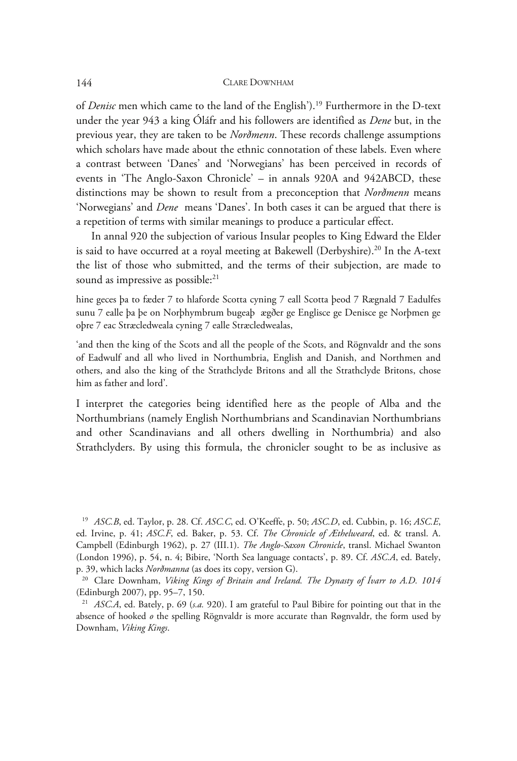of *Denisc* men which came to the land of the English').[19] Furthermore in the D-text under the year 943 a king Óláfr and his followers are identified as *Dene* but, in the previous year, they are taken to be *Norðmenn*. These records challenge assumptions which scholars have made about the ethnic connotation of these labels. Even where a contrast between 'Danes' and 'Norwegians' has been perceived in records of events in 'The Anglo-Saxon Chronicle' – in annals 920A and 942ABCD, these distinctions may be shown to result from a preconception that *Norðmenn* means 'Norwegians' and *Dene* means 'Danes'. In both cases it can be argued that there is a repetition of terms with similar meanings to produce a particular effect.

In annal 920 the subjection of various Insular peoples to King Edward the Elder is said to have occurred at a royal meeting at Bakewell (Derbyshire).[20] In the A-text the list of those who submitted, and the terms of their subjection, are made to sound as impressive as possible:[21]

hine geces þa to fæder 7 to hlaforde Scotta cyning 7 eall Scotta þeod 7 Rægnald 7 Eadulfes sunu 7 ealle þa þe on Norþhymbrum bugeaþ ægðer ge Englisce ge Denisce ge Norþmen ge oþre 7 eac Stræcledweala cyning 7 ealle Stræcledwealas,

'and then the king of the Scots and all the people of the Scots, and Rögnvaldr and the sons of Eadwulf and all who lived in Northumbria, English and Danish, and Northmen and others, and also the king of the Strathclyde Britons and all the Strathclyde Britons, chose him as father and lord'.

I interpret the categories being identified here as the people of Alba and the Northumbrians (namely English Northumbrians and Scandinavian Northumbrians and other Scandinavians and all others dwelling in Northumbria) and also Strathclyders. By using this formula, the chronicler sought to be as inclusive as

---

[19] *ASC.B*, ed. Taylor, p. 28. Cf. *ASC.C*, ed. O'Keeffe, p. 50; *ASC.D*, ed. Cubbin, p. 16; *ASC.E*, ed. Irvine, p. 41; *ASC.F*, ed. Baker, p. 53. Cf. *The Chronicle of Æthelweard*, ed. & transl. A. Campbell (Edinburgh 1962), p. 27 (III.1). *The Anglo-Saxon Chronicle*, transl. Michael Swanton (London 1996), p. 54, n. 4; Bibire, 'North Sea language contacts', p. 89. Cf. *ASC.A*, ed. Bately, p. 39, which lacks *Norðmanna* (as does its copy, version G).

[20] Clare Downham, *Viking Kings of Britain and Ireland. The Dynasty of Ívarr to A.D. 1014* (Edinburgh 2007), pp. 95–7, 150.

[21] *ASC.A*, ed. Bately, p. 69 (*s.a.* 920). I am grateful to Paul Bibire for pointing out that in the absence of hooked *o* the spelling Rögnvaldr is more accurate than Røgnvaldr, the form used by Downham, *Viking Kings*.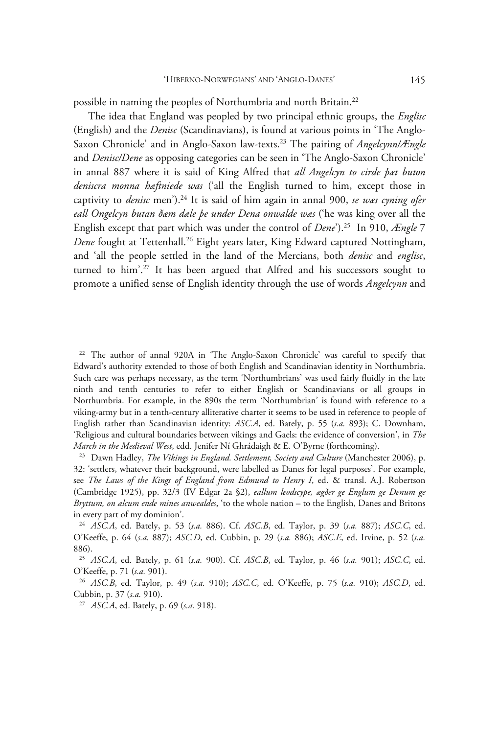possible in naming the peoples of Northumbria and north Britain.[22]

The idea that England was peopled by two principal ethnic groups, the *Englisc* (English) and the *Denisc* (Scandinavians), is found at various points in 'The Anglo-Saxon Chronicle' and in Anglo-Saxon law-texts.[23] The pairing of *Angelcynn*/*Ængle* and *Denisc*/*Dene* as opposing categories can be seen in 'The Anglo-Saxon Chronicle' in annal 887 where it is said of King Alfred that *all Angelcyn to cirde þæt buton deniscra monna hæftniede was* ('all the English turned to him, except those in captivity to *denisc* men').[24] It is said of him again in annal 900, *se wæs cyning ofer eall Ongelcyn butan ðæm dæle þe under Dena onwalde wæs* ('he was king over all the English except that part which was under the control of *Dene*').[25] In 910, *Ængle* 7 *Dene* fought at Tettenhall.[26] Eight years later, King Edward captured Nottingham, and 'all the people settled in the land of the Mercians, both *denisc* and *englisc*, turned to him'.[27] It has been argued that Alfred and his successors sought to promote a unified sense of English identity through the use of words *Angelcynn* and

[22] The author of annal 920A in 'The Anglo-Saxon Chronicle' was careful to specify that Edward's authority extended to those of both English and Scandinavian identity in Northumbria. Such care was perhaps necessary, as the term 'Northumbrians' was used fairly fluidly in the late ninth and tenth centuries to refer to either English or Scandinavians or all groups in Northumbria. For example, in the 890s the term 'Northumbrian' is found with reference to a viking-army but in a tenth-century alliterative charter it seems to be used in reference to people of English rather than Scandinavian identity: *ASC.A*, ed. Bately, p. 55 (*s.a.* 893); C. Downham, 'Religious and cultural boundaries between vikings and Gaels: the evidence of conversion', in *The March in the Medieval West*, edd. Jenifer Ní Ghrádaigh & E. O'Byrne (forthcoming).

[23] Dawn Hadley, *The Vikings in England. Settlement, Society and Culture* (Manchester 2006), p. 32: 'settlers, whatever their background, were labelled as Danes for legal purposes'. For example, see *The Laws of the Kings of England from Edmund to Henry I*, ed. & transl. A.J. Robertson (Cambridge 1925), pp. 32/3 (IV Edgar 2a §2), *eallum leodscype, ægðer ge Englum ge Denum ge Bryttum, on ælcum ende mines anwealdes*, 'to the whole nation – to the English, Danes and Britons in every part of my dominion'.

[24] *ASC.A*, ed. Bately, p. 53 (*s.a.* 886). Cf. *ASC.B*, ed. Taylor, p. 39 (*s.a.* 887); *ASC.C*, ed. O'Keeffe, p. 64 (*s.a.* 887); *ASC.D*, ed. Cubbin, p. 29 (*s.a.* 886); *ASC.E*, ed. Irvine, p. 52 (*s.a.* 886).

[25] *ASC.A*, ed. Bately, p. 61 (*s.a.* 900). Cf. *ASC.B*, ed. Taylor, p. 46 (*s.a.* 901); *ASC.C*, ed. O'Keeffe, p. 71 (*s.a.* 901).

[26] *ASC.B*, ed. Taylor, p. 49 (*s.a.* 910); *ASC.C*, ed. O'Keeffe, p. 75 (*s.a.* 910); *ASC.D*, ed. Cubbin, p. 37 (*s.a.* 910).

[27] *ASC.A*, ed. Bately, p. 69 (*s.a.* 918).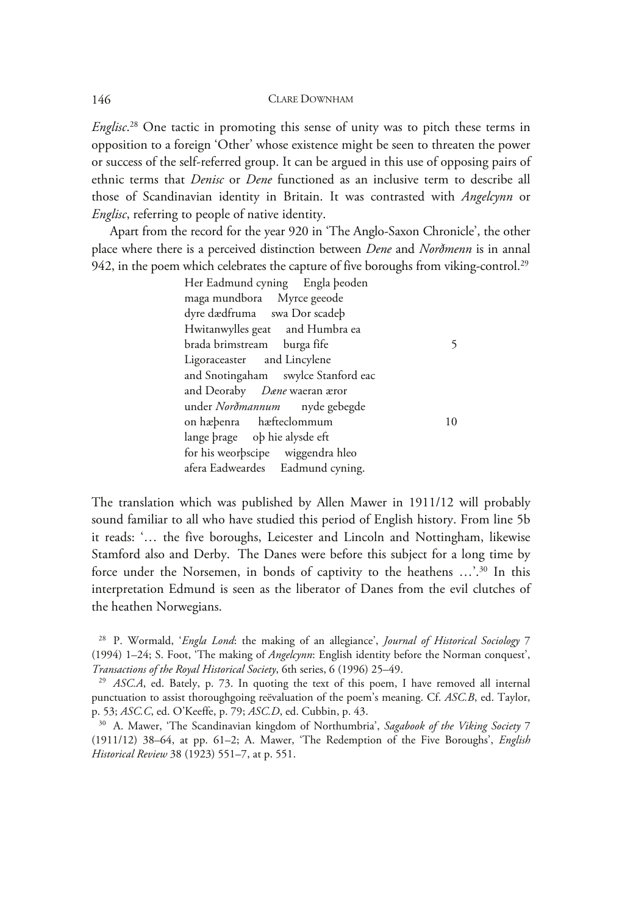*Englisc*.[28] One tactic in promoting this sense of unity was to pitch these terms in opposition to a foreign 'Other' whose existence might be seen to threaten the power or success of the self-referred group. It can be argued in this use of opposing pairs of ethnic terms that *Denisc* or *Dene* functioned as an inclusive term to describe all those of Scandinavian identity in Britain. It was contrasted with *Angelcynn* or *Englisc*, referring to people of native identity.

Apart from the record for the year 920 in 'The Anglo-Saxon Chronicle', the other place where there is a perceived distinction between *Dene* and *Norðmenn* is in annal 942, in the poem which celebrates the capture of five boroughs from viking-control.[29]

> Her Eadmund cyning Engla þeoden  
> maga mundbora Myrce geeode  
> dyre dædfruma swa Dor scadeþ  
> Hwitanwylles geat and Humbra ea  
> brada brimstream burga fife 5  
> Ligoraceaster and Lincylene  
> and Snotingaham swylce Stanford eac  
> and Deoraby *Dæne* waeran æror  
> under *Norðmannum* nyde gebegde  
> on hæþenra hæfteclommum 10  
> lange þrage oþ hie alysde eft  
> for his weorþscipe wiggendra hleo  
> afera Eadweardes Eadmund cyning.

The translation which was published by Allen Mawer in 1911/12 will probably sound familiar to all who have studied this period of English history. From line 5b it reads: '… the five boroughs, Leicester and Lincoln and Nottingham, likewise Stamford also and Derby. The Danes were before this subject for a long time by force under the Norsemen, in bonds of captivity to the heathens …'.[30] In this interpretation Edmund is seen as the liberator of Danes from the evil clutches of the heathen Norwegians.

[28] P. Wormald, '*Engla Lond*: the making of an allegiance', *Journal of Historical Sociology* 7 (1994) 1–24; S. Foot, 'The making of *Angelcynn*: English identity before the Norman conquest', *Transactions of the Royal Historical Society*, 6th series, 6 (1996) 25–49.

[29] *ASC.A*, ed. Bately, p. 73. In quoting the text of this poem, I have removed all internal punctuation to assist thoroughgoing reëvaluation of the poem's meaning. Cf. *ASC.B*, ed. Taylor, p. 53; *ASC.C*, ed. O'Keeffe, p. 79; *ASC.D*, ed. Cubbin, p. 43.

[30] A. Mawer, 'The Scandinavian kingdom of Northumbria', *Sagabook of the Viking Society* 7 (1911/12) 38–64, at pp. 61–2; A. Mawer, 'The Redemption of the Five Boroughs', *English Historical Review* 38 (1923) 551–7, at p. 551.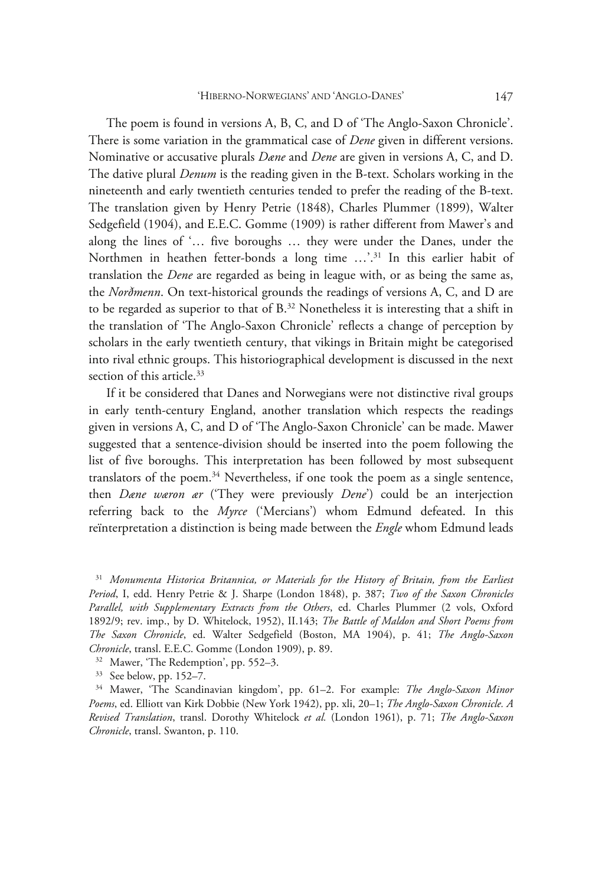The poem is found in versions A, B, C, and D of 'The Anglo-Saxon Chronicle'. There is some variation in the grammatical case of *Dene* given in different versions. Nominative or accusative plurals *Dæne* and *Dene* are given in versions A, C, and D. The dative plural *Denum* is the reading given in the B-text. Scholars working in the nineteenth and early twentieth centuries tended to prefer the reading of the B-text. The translation given by Henry Petrie (1848), Charles Plummer (1899), Walter Sedgefield (1904), and E.E.C. Gomme (1909) is rather different from Mawer's and along the lines of '… five boroughs … they were under the Danes, under the Northmen in heathen fetter-bonds a long time …'.[31] In this earlier habit of translation the *Dene* are regarded as being in league with, or as being the same as, the *Norðmenn*. On text-historical grounds the readings of versions A, C, and D are to be regarded as superior to that of B.[32] Nonetheless it is interesting that a shift in the translation of 'The Anglo-Saxon Chronicle' reflects a change of perception by scholars in the early twentieth century, that vikings in Britain might be categorised into rival ethnic groups. This historiographical development is discussed in the next section of this article.[33]

If it be considered that Danes and Norwegians were not distinctive rival groups in early tenth-century England, another translation which respects the readings given in versions A, C, and D of 'The Anglo-Saxon Chronicle' can be made. Mawer suggested that a sentence-division should be inserted into the poem following the list of five boroughs. This interpretation has been followed by most subsequent translators of the poem.[34] Nevertheless, if one took the poem as a single sentence, then *Dæne wæron ær* ('They were previously *Dene*') could be an interjection referring back to the *Myrce* ('Mercians') whom Edmund defeated. In this reïnterpretation a distinction is being made between the *Engle* whom Edmund leads

[31] *Monumenta Historica Britannica, or Materials for the History of Britain, from the Earliest Period*, I, edd. Henry Petrie & J. Sharpe (London 1848), p. 387; *Two of the Saxon Chronicles Parallel, with Supplementary Extracts from the Others*, ed. Charles Plummer (2 vols, Oxford 1892/9; rev. imp., by D. Whitelock, 1952), II.143; *The Battle of Maldon and Short Poems from The Saxon Chronicle*, ed. Walter Sedgefield (Boston, MA 1904), p. 41; *The Anglo-Saxon Chronicle*, transl. E.E.C. Gomme (London 1909), p. 89.

[32] Mawer, 'The Redemption', pp. 552–3.

[33] See below, pp. 152–7.

[34] Mawer, 'The Scandinavian kingdom', pp. 61–2. For example: *The Anglo-Saxon Minor Poems*, ed. Elliott van Kirk Dobbie (New York 1942), pp. xli, 20–1; *The Anglo-Saxon Chronicle. A Revised Translation*, transl. Dorothy Whitelock *et al.* (London 1961), p. 71; *The Anglo-Saxon Chronicle*, transl. Swanton, p. 110.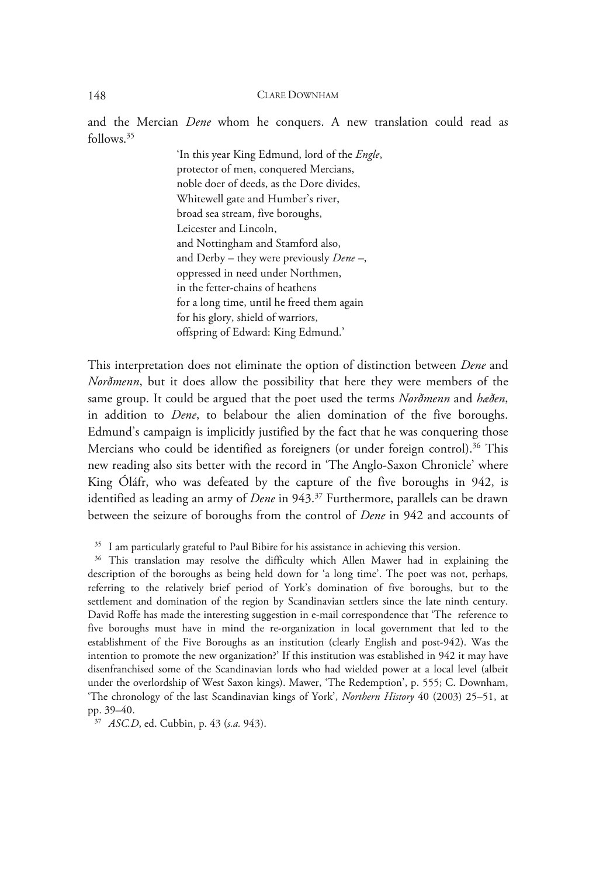and the Mercian *Dene* whom he conquers. A new translation could read as follows.[35]

> 'In this year King Edmund, lord of the *Engle*,  
> protector of men, conquered Mercians,  
> noble doer of deeds, as the Dore divides,  
> Whitewell gate and Humber's river,  
> broad sea stream, five boroughs,  
> Leicester and Lincoln,  
> and Nottingham and Stamford also,  
> and Derby – they were previously *Dene* –,  
> oppressed in need under Northmen,  
> in the fetter-chains of heathens  
> for a long time, until he freed them again  
> for his glory, shield of warriors,  
> offspring of Edward: King Edmund.'

This interpretation does not eliminate the option of distinction between *Dene* and *Norðmenn*, but it does allow the possibility that here they were members of the same group. It could be argued that the poet used the terms *Norðmenn* and *hæðen*, in addition to *Dene*, to belabour the alien domination of the five boroughs. Edmund's campaign is implicitly justified by the fact that he was conquering those Mercians who could be identified as foreigners (or under foreign control).[36] This new reading also sits better with the record in 'The Anglo-Saxon Chronicle' where King Óláfr, who was defeated by the capture of the five boroughs in 942, is identified as leading an army of *Dene* in 943.[37] Furthermore, parallels can be drawn between the seizure of boroughs from the control of *Dene* in 942 and accounts of

[35] I am particularly grateful to Paul Bibire for his assistance in achieving this version.

[36] This translation may resolve the difficulty which Allen Mawer had in explaining the description of the boroughs as being held down for 'a long time'. The poet was not, perhaps, referring to the relatively brief period of York's domination of five boroughs, but to the settlement and domination of the region by Scandinavian settlers since the late ninth century. David Roffe has made the interesting suggestion in e-mail correspondence that 'The reference to five boroughs must have in mind the re-organization in local government that led to the establishment of the Five Boroughs as an institution (clearly English and post-942). Was the intention to promote the new organization?' If this institution was established in 942 it may have disenfranchised some of the Scandinavian lords who had wielded power at a local level (albeit under the overlordship of West Saxon kings). Mawer, 'The Redemption', p. 555; C. Downham, 'The chronology of the last Scandinavian kings of York', *Northern History* 40 (2003) 25–51, at pp. 39–40.

[37] *ASC.D*, ed. Cubbin, p. 43 (*s.a.* 943).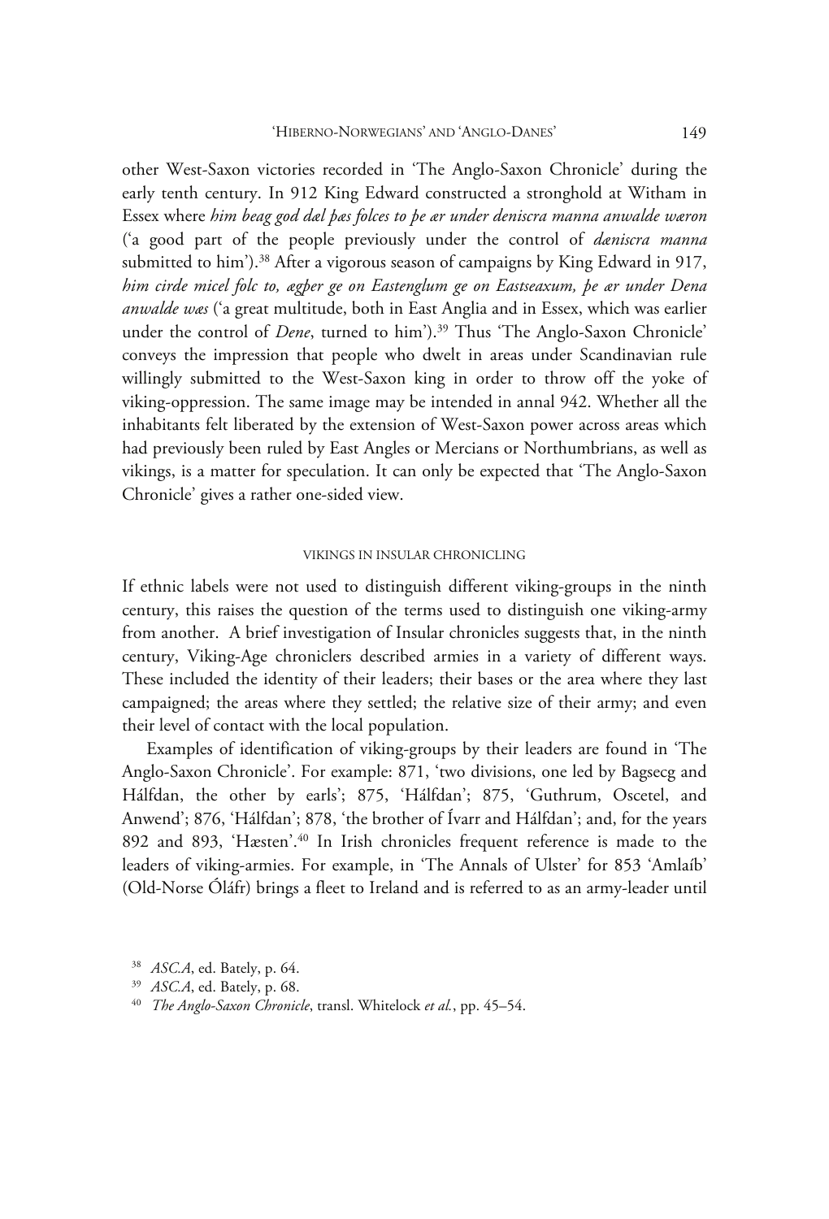other West-Saxon victories recorded in 'The Anglo-Saxon Chronicle' during the early tenth century. In 912 King Edward constructed a stronghold at Witham in Essex where *him beag god dæl þæs folces to þe ær under deniscra manna anwalde wæron* ('a good part of the people previously under the control of *dæniscra manna* submitted to him').[38] After a vigorous season of campaigns by King Edward in 917, *him cirde micel folc to, ægþer ge on Eastenglum ge on Eastseaxum, þe ær under Dena anwalde wæs* ('a great multitude, both in East Anglia and in Essex, which was earlier under the control of *Dene*, turned to him').[39] Thus 'The Anglo-Saxon Chronicle' conveys the impression that people who dwelt in areas under Scandinavian rule willingly submitted to the West-Saxon king in order to throw off the yoke of viking-oppression. The same image may be intended in annal 942. Whether all the inhabitants felt liberated by the extension of West-Saxon power across areas which had previously been ruled by East Angles or Mercians or Northumbrians, as well as vikings, is a matter for speculation. It can only be expected that 'The Anglo-Saxon Chronicle' gives a rather one-sided view.

## VIKINGS IN INSULAR CHRONICLING

If ethnic labels were not used to distinguish different viking-groups in the ninth century, this raises the question of the terms used to distinguish one viking-army from another. A brief investigation of Insular chronicles suggests that, in the ninth century, Viking-Age chroniclers described armies in a variety of different ways. These included the identity of their leaders; their bases or the area where they last campaigned; the areas where they settled; the relative size of their army; and even their level of contact with the local population.

Examples of identification of viking-groups by their leaders are found in 'The Anglo-Saxon Chronicle'. For example: 871, 'two divisions, one led by Bagsecg and Hálfdan, the other by earls'; 875, 'Hálfdan'; 875, 'Guthrum, Oscetel, and Anwend'; 876, 'Hálfdan'; 878, 'the brother of Ívarr and Hálfdan'; and, for the years 892 and 893, 'Hæsten'.[40] In Irish chronicles frequent reference is made to the leaders of viking-armies. For example, in 'The Annals of Ulster' for 853 'Amlaíb' (Old-Norse Óláfr) brings a fleet to Ireland and is referred to as an army-leader until

[38] *ASC.A*, ed. Bately, p. 64.

[39] *ASC.A*, ed. Bately, p. 68.

[40] *The Anglo-Saxon Chronicle*, transl. Whitelock *et al.*, pp. 45–54.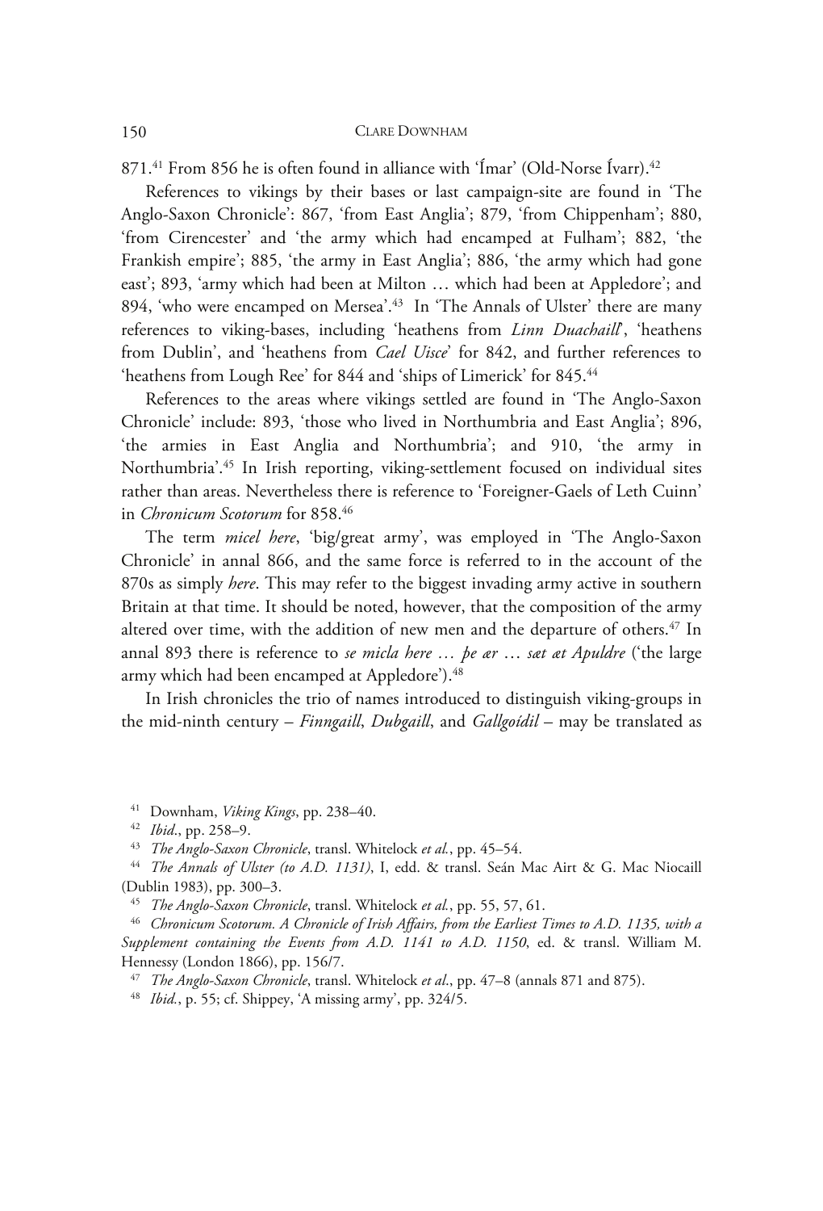871.[41] From 856 he is often found in alliance with 'Ímar' (Old-Norse Ívarr).[42]

References to vikings by their bases or last campaign-site are found in 'The Anglo-Saxon Chronicle': 867, 'from East Anglia'; 879, 'from Chippenham'; 880, 'from Cirencester' and 'the army which had encamped at Fulham'; 882, 'the Frankish empire'; 885, 'the army in East Anglia'; 886, 'the army which had gone east'; 893, 'army which had been at Milton … which had been at Appledore'; and 894, 'who were encamped on Mersea'.[43] In 'The Annals of Ulster' there are many references to viking-bases, including 'heathens from *Linn Duachaill*', 'heathens from Dublin', and 'heathens from *Cael Uisce*' for 842, and further references to 'heathens from Lough Ree' for 844 and 'ships of Limerick' for 845.[44]

References to the areas where vikings settled are found in 'The Anglo-Saxon Chronicle' include: 893, 'those who lived in Northumbria and East Anglia'; 896, 'the armies in East Anglia and Northumbria'; and 910, 'the army in Northumbria'.[45] In Irish reporting, viking-settlement focused on individual sites rather than areas. Nevertheless there is reference to 'Foreigner-Gaels of Leth Cuinn' in *Chronicum Scotorum* for 858.[46]

The term *micel here*, 'big/great army', was employed in 'The Anglo-Saxon Chronicle' in annal 866, and the same force is referred to in the account of the 870s as simply *here*. This may refer to the biggest invading army active in southern Britain at that time. It should be noted, however, that the composition of the army altered over time, with the addition of new men and the departure of others.[47] In annal 893 there is reference to *se micla here … þe ær … sæt æt Apuldre* ('the large army which had been encamped at Appledore').[48]

In Irish chronicles the trio of names introduced to distinguish viking-groups in the mid-ninth century – *Finngaill*, *Dubgaill*, and *Gallgoídil* – may be translated as

---

[41] Downham, *Viking Kings*, pp. 238–40.

[42] *Ibid*., pp. 258–9.

[43] *The Anglo-Saxon Chronicle*, transl. Whitelock *et al.*, pp. 45–54.

[44] *The Annals of Ulster (to A.D. 1131)*, I, edd. & transl. Seán Mac Airt & G. Mac Niocaill (Dublin 1983), pp. 300–3.

[45] *The Anglo-Saxon Chronicle*, transl. Whitelock *et al.*, pp. 55, 57, 61.

[46] *Chronicum Scotorum. A Chronicle of Irish Affairs, from the Earliest Times to A.D. 1135, with a Supplement containing the Events from A.D. 1141 to A.D. 1150*, ed. & transl. William M. Hennessy (London 1866), pp. 156/7.

[47] *The Anglo-Saxon Chronicle*, transl. Whitelock *et al*., pp. 47–8 (annals 871 and 875).

[48] *Ibid.*, p. 55; cf. Shippey, 'A missing army', pp. 324/5.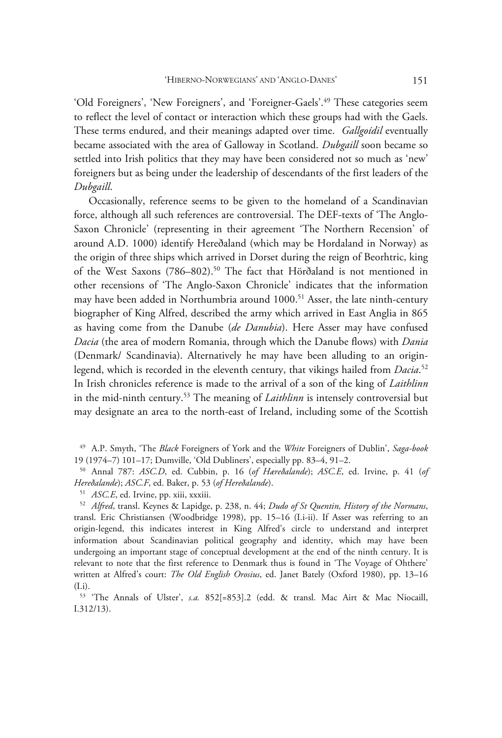'Old Foreigners', 'New Foreigners', and 'Foreigner-Gaels'.[49] These categories seem to reflect the level of contact or interaction which these groups had with the Gaels. These terms endured, and their meanings adapted over time. *Gallgoídil* eventually became associated with the area of Galloway in Scotland. *Dubgaill* soon became so settled into Irish politics that they may have been considered not so much as 'new' foreigners but as being under the leadership of descendants of the first leaders of the *Dubgaill*.

Occasionally, reference seems to be given to the homeland of a Scandinavian force, although all such references are controversial. The DEF-texts of 'The Anglo-Saxon Chronicle' (representing in their agreement 'The Northern Recension' of around A.D. 1000) identify Hereðaland (which may be Hordaland in Norway) as the origin of three ships which arrived in Dorset during the reign of Beorhtric, king of the West Saxons (786–802).[50] The fact that Hörðaland is not mentioned in other recensions of 'The Anglo-Saxon Chronicle' indicates that the information may have been added in Northumbria around 1000.[51] Asser, the late ninth-century biographer of King Alfred, described the army which arrived in East Anglia in 865 as having come from the Danube (*de Danubia*). Here Asser may have confused *Dacia* (the area of modern Romania, through which the Danube flows) with *Dania* (Denmark/ Scandinavia). Alternatively he may have been alluding to an origin-legend, which is recorded in the eleventh century, that vikings hailed from *Dacia*.[52] In Irish chronicles reference is made to the arrival of a son of the king of *Laithlinn* in the mid-ninth century.[53] The meaning of *Laithlinn* is intensely controversial but may designate an area to the north-east of Ireland, including some of the Scottish

[49] A.P. Smyth, 'The *Black* Foreigners of York and the *White* Foreigners of Dublin', *Saga-book* 19 (1974–7) 101–17; Dumville, 'Old Dubliners', especially pp. 83–4, 91–2.

[50] Annal 787: *ASC.D*, ed. Cubbin, p. 16 (*of Hæreðalande*); *ASC.E*, ed. Irvine, p. 41 (*of Hereðalande*); *ASC.F*, ed. Baker, p. 53 (*of Hereðalande*).

[51] *ASC.E*, ed. Irvine, pp. xiii, xxxiii.

[52] *Alfred*, transl. Keynes & Lapidge, p. 238, n. 44; *Dudo of St Quentin, History of the Normans*, transl. Eric Christiansen (Woodbridge 1998), pp. 15–16 (I.i-ii). If Asser was referring to an origin-legend, this indicates interest in King Alfred's circle to understand and interpret information about Scandinavian political geography and identity, which may have been undergoing an important stage of conceptual development at the end of the ninth century. It is relevant to note that the first reference to Denmark thus is found in 'The Voyage of Ohthere' written at Alfred's court: *The Old English Orosius*, ed. Janet Bately (Oxford 1980), pp. 13–16 (I.i).

[53] 'The Annals of Ulster', *s.a.* 852[=853].2 (edd. & transl. Mac Airt & Mac Niocaill, I.312/13).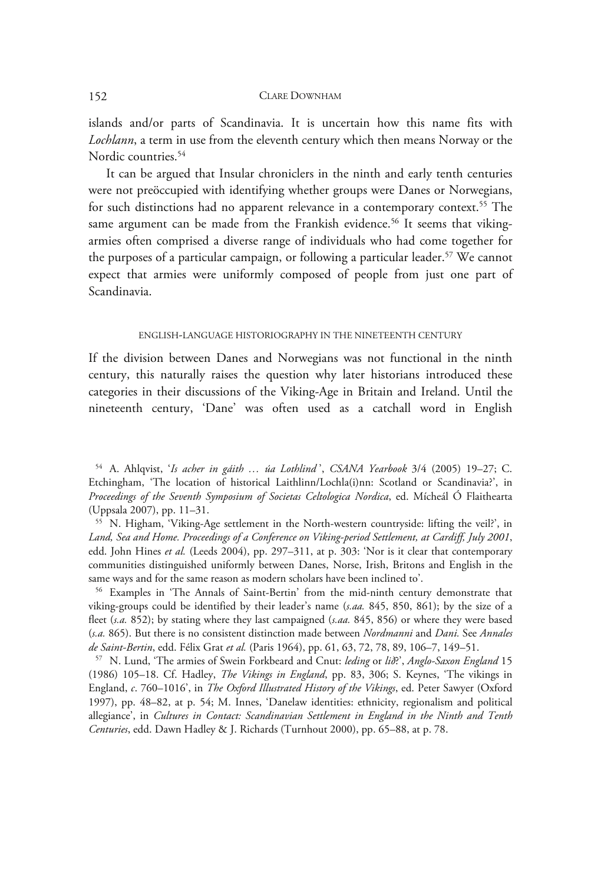islands and/or parts of Scandinavia. It is uncertain how this name fits with *Lochlann*, a term in use from the eleventh century which then means Norway or the Nordic countries.[54]

It can be argued that Insular chroniclers in the ninth and early tenth centuries were not preöccupied with identifying whether groups were Danes or Norwegians, for such distinctions had no apparent relevance in a contemporary context.[55] The same argument can be made from the Frankish evidence.[56] It seems that viking-armies often comprised a diverse range of individuals who had come together for the purposes of a particular campaign, or following a particular leader.[57] We cannot expect that armies were uniformly composed of people from just one part of Scandinavia.

## ENGLISH-LANGUAGE HISTORIOGRAPHY IN THE NINETEENTH CENTURY

If the division between Danes and Norwegians was not functional in the ninth century, this naturally raises the question why later historians introduced these categories in their discussions of the Viking-Age in Britain and Ireland. Until the nineteenth century, 'Dane' was often used as a catchall word in English

[54] A. Ahlqvist, '*Is acher in gáith … úa Lothlind*', *CSANA Yearbook* 3/4 (2005) 19–27; C. Etchingham, 'The location of historical Laithlinn/Lochla(i)nn: Scotland or Scandinavia?', in *Proceedings of the Seventh Symposium of Societas Celtologica Nordica*, ed. Mícheál Ó Flaithearta (Uppsala 2007), pp. 11–31.

[55] N. Higham, 'Viking-Age settlement in the North-western countryside: lifting the veil?', in *Land, Sea and Home. Proceedings of a Conference on Viking-period Settlement, at Cardiff, July 2001*, edd. John Hines *et al.* (Leeds 2004), pp. 297–311, at p. 303: 'Nor is it clear that contemporary communities distinguished uniformly between Danes, Norse, Irish, Britons and English in the same ways and for the same reason as modern scholars have been inclined to'.

[56] Examples in 'The Annals of Saint-Bertin' from the mid-ninth century demonstrate that viking-groups could be identified by their leader's name (*s.aa.* 845, 850, 861); by the size of a fleet (*s.a.* 852); by stating where they last campaigned (*s.aa.* 845, 856) or where they were based (*s.a.* 865). But there is no consistent distinction made between *Nordmanni* and *Dani.* See *Annales de Saint-Bertin*, edd. Félix Grat *et al.* (Paris 1964), pp. 61, 63, 72, 78, 89, 106–7, 149–51.

[57] N. Lund, 'The armies of Swein Forkbeard and Cnut: *leding* or *lið*?', *Anglo-Saxon England* 15 (1986) 105–18. Cf. Hadley, *The Vikings in England*, pp. 83, 306; S. Keynes, 'The vikings in England, *c*. 760–1016', in *The Oxford Illustrated History of the Vikings*, ed. Peter Sawyer (Oxford 1997), pp. 48–82, at p. 54; M. Innes, 'Danelaw identities: ethnicity, regionalism and political allegiance', in *Cultures in Contact: Scandinavian Settlement in England in the Ninth and Tenth Centuries*, edd. Dawn Hadley & J. Richards (Turnhout 2000), pp. 65–88, at p. 78.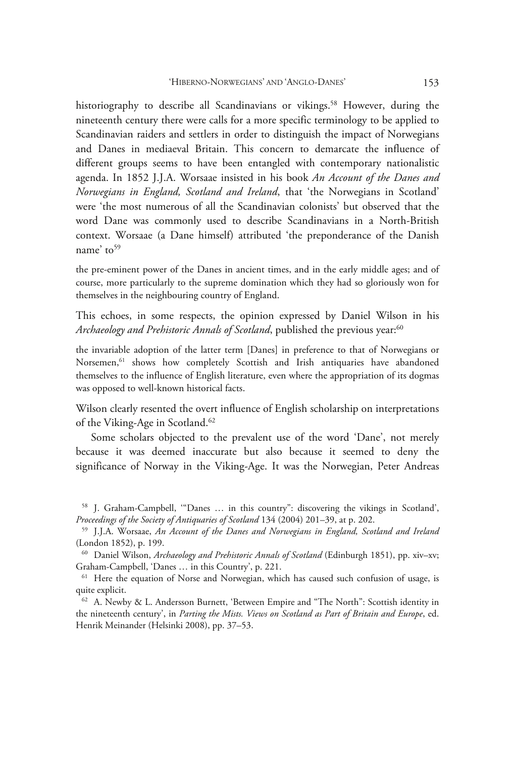historiography to describe all Scandinavians or vikings.[58] However, during the nineteenth century there were calls for a more specific terminology to be applied to Scandinavian raiders and settlers in order to distinguish the impact of Norwegians and Danes in mediaeval Britain. This concern to demarcate the influence of different groups seems to have been entangled with contemporary nationalistic agenda. In 1852 J.J.A. Worsaae insisted in his book *An Account of the Danes and Norwegians in England, Scotland and Ireland*, that 'the Norwegians in Scotland' were 'the most numerous of all the Scandinavian colonists' but observed that the word Dane was commonly used to describe Scandinavians in a North-British context. Worsaae (a Dane himself) attributed 'the preponderance of the Danish name' to[59]

> the pre-eminent power of the Danes in ancient times, and in the early middle ages; and of course, more particularly to the supreme domination which they had so gloriously won for themselves in the neighbouring country of England.

This echoes, in some respects, the opinion expressed by Daniel Wilson in his *Archaeology and Prehistoric Annals of Scotland*, published the previous year:[60]

> the invariable adoption of the latter term [Danes] in preference to that of Norwegians or Norsemen,[61] shows how completely Scottish and Irish antiquaries have abandoned themselves to the influence of English literature, even where the appropriation of its dogmas was opposed to well-known historical facts.

Wilson clearly resented the overt influence of English scholarship on interpretations of the Viking-Age in Scotland.[62]

Some scholars objected to the prevalent use of the word 'Dane', not merely because it was deemed inaccurate but also because it seemed to deny the significance of Norway in the Viking-Age. It was the Norwegian, Peter Andreas

---

[58] J. Graham-Campbell, '"Danes … in this country": discovering the vikings in Scotland', *Proceedings of the Society of Antiquaries of Scotland* 134 (2004) 201–39, at p. 202.

[59] J.J.A. Worsaae, *An Account of the Danes and Norwegians in England, Scotland and Ireland* (London 1852), p. 199.

[60] Daniel Wilson, *Archaeology and Prehistoric Annals of Scotland* (Edinburgh 1851), pp. xiv–xv; Graham-Campbell, 'Danes … in this Country', p. 221.

[61] Here the equation of Norse and Norwegian, which has caused such confusion of usage, is quite explicit.

[62] A. Newby & L. Andersson Burnett, 'Between Empire and "The North": Scottish identity in the nineteenth century', in *Parting the Mists. Views on Scotland as Part of Britain and Europe*, ed. Henrik Meinander (Helsinki 2008), pp. 37–53.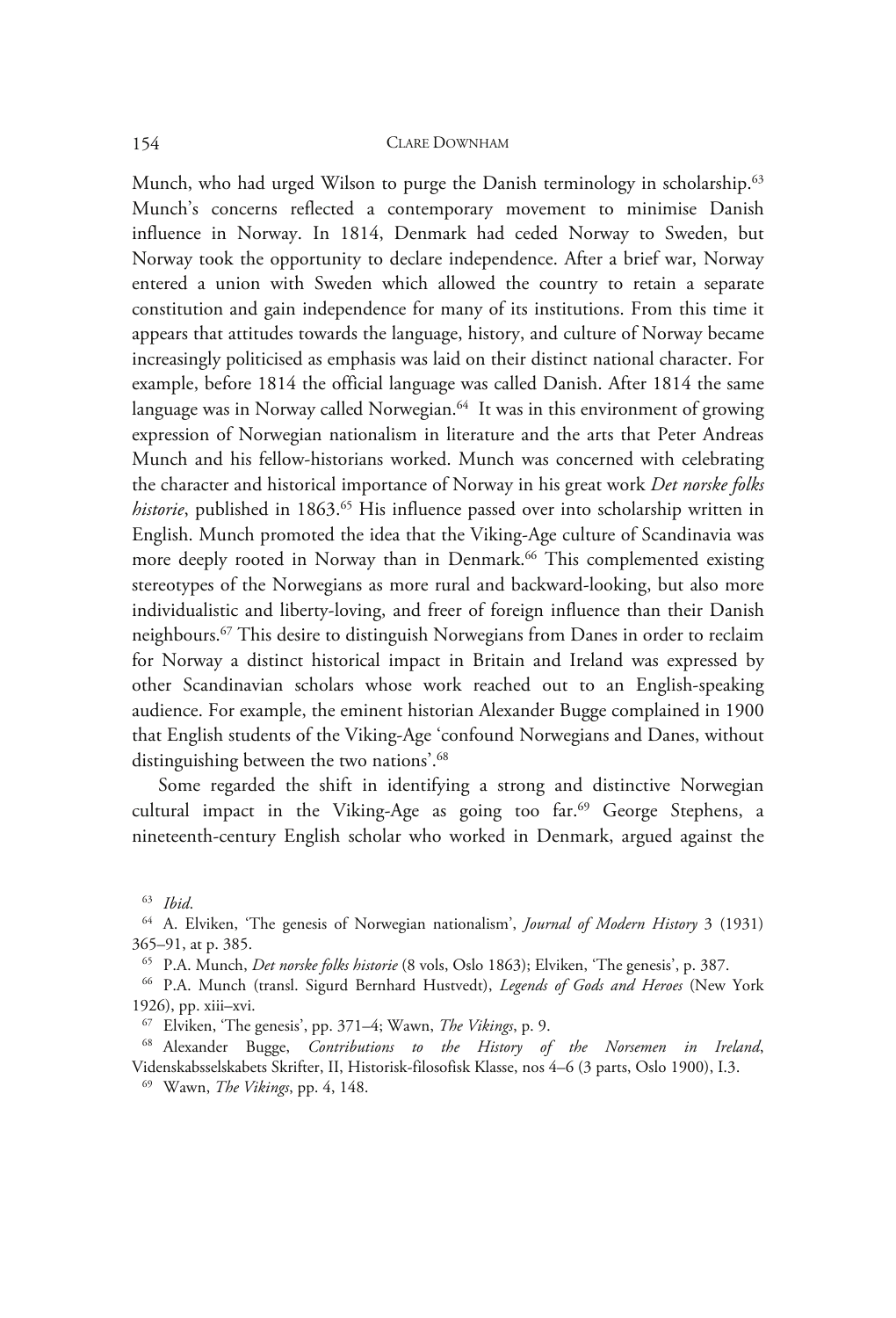Munch, who had urged Wilson to purge the Danish terminology in scholarship.[63] Munch's concerns reflected a contemporary movement to minimise Danish influence in Norway. In 1814, Denmark had ceded Norway to Sweden, but Norway took the opportunity to declare independence. After a brief war, Norway entered a union with Sweden which allowed the country to retain a separate constitution and gain independence for many of its institutions. From this time it appears that attitudes towards the language, history, and culture of Norway became increasingly politicised as emphasis was laid on their distinct national character. For example, before 1814 the official language was called Danish. After 1814 the same language was in Norway called Norwegian.[64] It was in this environment of growing expression of Norwegian nationalism in literature and the arts that Peter Andreas Munch and his fellow-historians worked. Munch was concerned with celebrating the character and historical importance of Norway in his great work *Det norske folks historie*, published in 1863.[65] His influence passed over into scholarship written in English. Munch promoted the idea that the Viking-Age culture of Scandinavia was more deeply rooted in Norway than in Denmark.[66] This complemented existing stereotypes of the Norwegians as more rural and backward-looking, but also more individualistic and liberty-loving, and freer of foreign influence than their Danish neighbours.[67] This desire to distinguish Norwegians from Danes in order to reclaim for Norway a distinct historical impact in Britain and Ireland was expressed by other Scandinavian scholars whose work reached out to an English-speaking audience. For example, the eminent historian Alexander Bugge complained in 1900 that English students of the Viking-Age 'confound Norwegians and Danes, without distinguishing between the two nations'.[68]

Some regarded the shift in identifying a strong and distinctive Norwegian cultural impact in the Viking-Age as going too far.[69] George Stephens, a nineteenth-century English scholar who worked in Denmark, argued against the

---

[63] *Ibid*.

[64] A. Elviken, 'The genesis of Norwegian nationalism', *Journal of Modern History* 3 (1931) 365–91, at p. 385.

[65] P.A. Munch, *Det norske folks historie* (8 vols, Oslo 1863); Elviken, 'The genesis', p. 387.

[66] P.A. Munch (transl. Sigurd Bernhard Hustvedt), *Legends of Gods and Heroes* (New York 1926), pp. xiii–xvi.

[67] Elviken, 'The genesis', pp. 371–4; Wawn, *The Vikings*, p. 9.

[68] Alexander Bugge, *Contributions to the History of the Norsemen in Ireland*, Videnskabsselskabets Skrifter, II, Historisk-filosofisk Klasse, nos 4–6 (3 parts, Oslo 1900), I.3.

[69] Wawn, *The Vikings*, pp. 4, 148.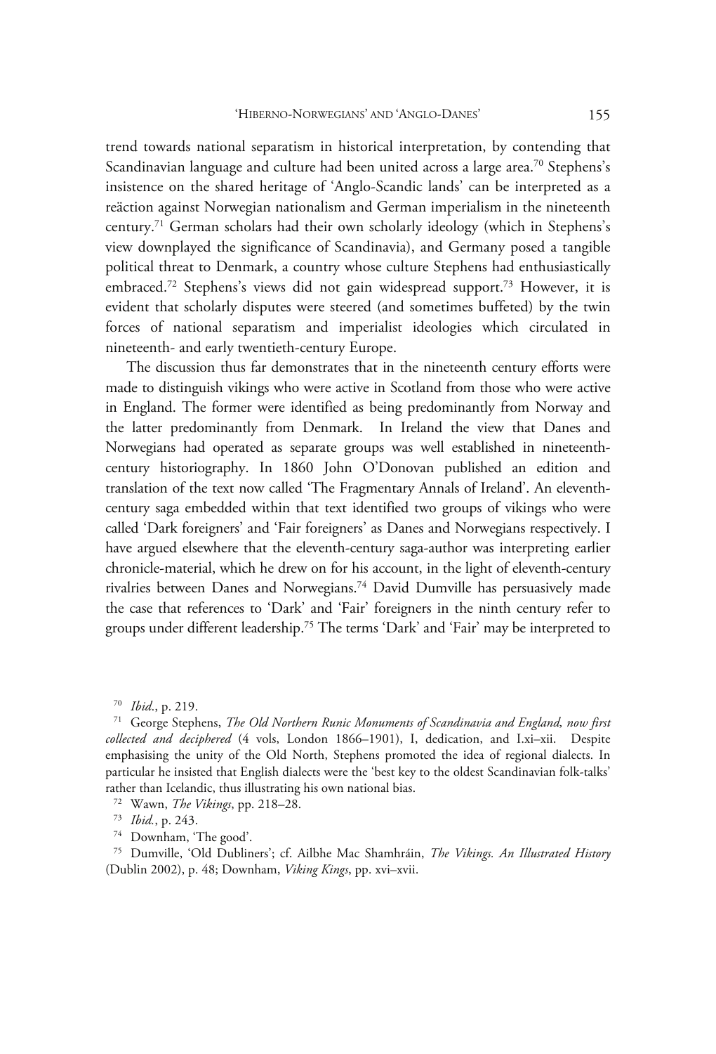trend towards national separatism in historical interpretation, by contending that Scandinavian language and culture had been united across a large area.[70] Stephens's insistence on the shared heritage of 'Anglo-Scandic lands' can be interpreted as a reäction against Norwegian nationalism and German imperialism in the nineteenth century.[71] German scholars had their own scholarly ideology (which in Stephens's view downplayed the significance of Scandinavia), and Germany posed a tangible political threat to Denmark, a country whose culture Stephens had enthusiastically embraced.[72] Stephens's views did not gain widespread support.[73] However, it is evident that scholarly disputes were steered (and sometimes buffeted) by the twin forces of national separatism and imperialist ideologies which circulated in nineteenth- and early twentieth-century Europe.

The discussion thus far demonstrates that in the nineteenth century efforts were made to distinguish vikings who were active in Scotland from those who were active in England. The former were identified as being predominantly from Norway and the latter predominantly from Denmark. In Ireland the view that Danes and Norwegians had operated as separate groups was well established in nineteenth-century historiography. In 1860 John O'Donovan published an edition and translation of the text now called 'The Fragmentary Annals of Ireland'. An eleventh-century saga embedded within that text identified two groups of vikings who were called 'Dark foreigners' and 'Fair foreigners' as Danes and Norwegians respectively. I have argued elsewhere that the eleventh-century saga-author was interpreting earlier chronicle-material, which he drew on for his account, in the light of eleventh-century rivalries between Danes and Norwegians.[74] David Dumville has persuasively made the case that references to 'Dark' and 'Fair' foreigners in the ninth century refer to groups under different leadership.[75] The terms 'Dark' and 'Fair' may be interpreted to

---

[70] *Ibid.*, p. 219.

[71] George Stephens, *The Old Northern Runic Monuments of Scandinavia and England, now first collected and deciphered* (4 vols, London 1866–1901), I, dedication, and I.xi–xii. Despite emphasising the unity of the Old North, Stephens promoted the idea of regional dialects. In particular he insisted that English dialects were the 'best key to the oldest Scandinavian folk-talks' rather than Icelandic, thus illustrating his own national bias.

[72] Wawn, *The Vikings*, pp. 218–28.

[73] *Ibid.*, p. 243.

[74] Downham, 'The good'.

[75] Dumville, 'Old Dubliners'; cf. Ailbhe Mac Shamhráin, *The Vikings. An Illustrated History* (Dublin 2002), p. 48; Downham, *Viking Kings*, pp. xvi–xvii.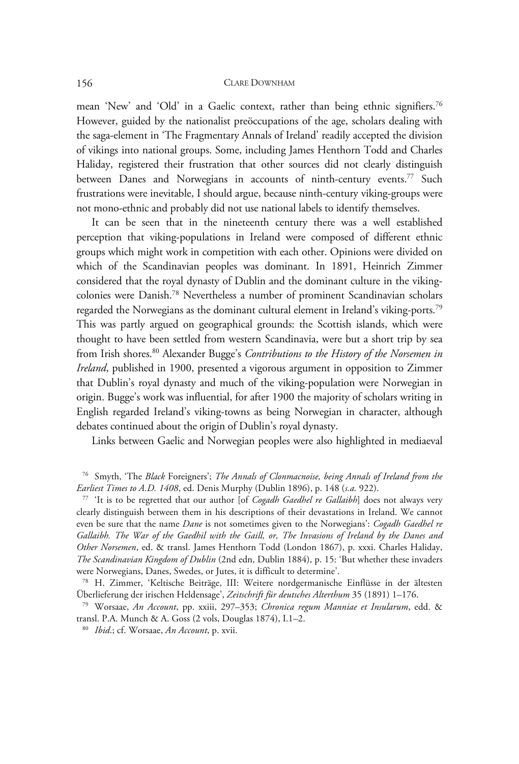mean 'New' and 'Old' in a Gaelic context, rather than being ethnic signifiers.[76] However, guided by the nationalist preöccupations of the age, scholars dealing with the saga-element in 'The Fragmentary Annals of Ireland' readily accepted the division of vikings into national groups. Some, including James Henthorn Todd and Charles Haliday, registered their frustration that other sources did not clearly distinguish between Danes and Norwegians in accounts of ninth-century events.[77] Such frustrations were inevitable, I should argue, because ninth-century viking-groups were not mono-ethnic and probably did not use national labels to identify themselves.

It can be seen that in the nineteenth century there was a well established perception that viking-populations in Ireland were composed of different ethnic groups which might work in competition with each other. Opinions were divided on which of the Scandinavian peoples was dominant. In 1891, Heinrich Zimmer considered that the royal dynasty of Dublin and the dominant culture in the viking-colonies were Danish.[78] Nevertheless a number of prominent Scandinavian scholars regarded the Norwegians as the dominant cultural element in Ireland's viking-ports.[79] This was partly argued on geographical grounds: the Scottish islands, which were thought to have been settled from western Scandinavia, were but a short trip by sea from Irish shores.[80] Alexander Bugge's *Contributions to the History of the Norsemen in Ireland*, published in 1900, presented a vigorous argument in opposition to Zimmer that Dublin's royal dynasty and much of the viking-population were Norwegian in origin. Bugge's work was influential, for after 1900 the majority of scholars writing in English regarded Ireland's viking-towns as being Norwegian in character, although debates continued about the origin of Dublin's royal dynasty.

Links between Gaelic and Norwegian peoples were also highlighted in mediaeval

---

[76] Smyth, 'The *Black* Foreigners'; *The Annals of Clonmacnoise, being Annals of Ireland from the Earliest Times to A.D. 1408*, ed. Denis Murphy (Dublin 1896), p. 148 (*s.a.* 922).

[77] 'It is to be regretted that our author [of *Cogadh Gaedhel re Gallaibh*] does not always very clearly distinguish between them in his descriptions of their devastations in Ireland. We cannot even be sure that the name *Dane* is not sometimes given to the Norwegians': *Cogadh Gaedhel re Gallaibh. The War of the Gaedhil with the Gaill, or, The Invasions of Ireland by the Danes and Other Norsemen*, ed. & transl. James Henthorn Todd (London 1867), p. xxxi. Charles Haliday, *The Scandinavian Kingdom of Dublin* (2nd edn, Dublin 1884), p. 15: 'But whether these invaders were Norwegians, Danes, Swedes, or Jutes, it is difficult to determine'.

[78] H. Zimmer, 'Keltische Beiträge, III: Weitere nordgermanische Einflüsse in der ältesten Überlieferung der irischen Heldensage', *Zeitschrift für deutsches Alterthum* 35 (1891) 1–176.

[79] Worsaae, *An Account*, pp. xxiii, 297–353; *Chronica regum Manniae et Insularum*, edd. & transl. P.A. Munch & A. Goss (2 vols, Douglas 1874), I.1–2.

[80] *Ibid.*; cf. Worsaae, *An Account*, p. xvii.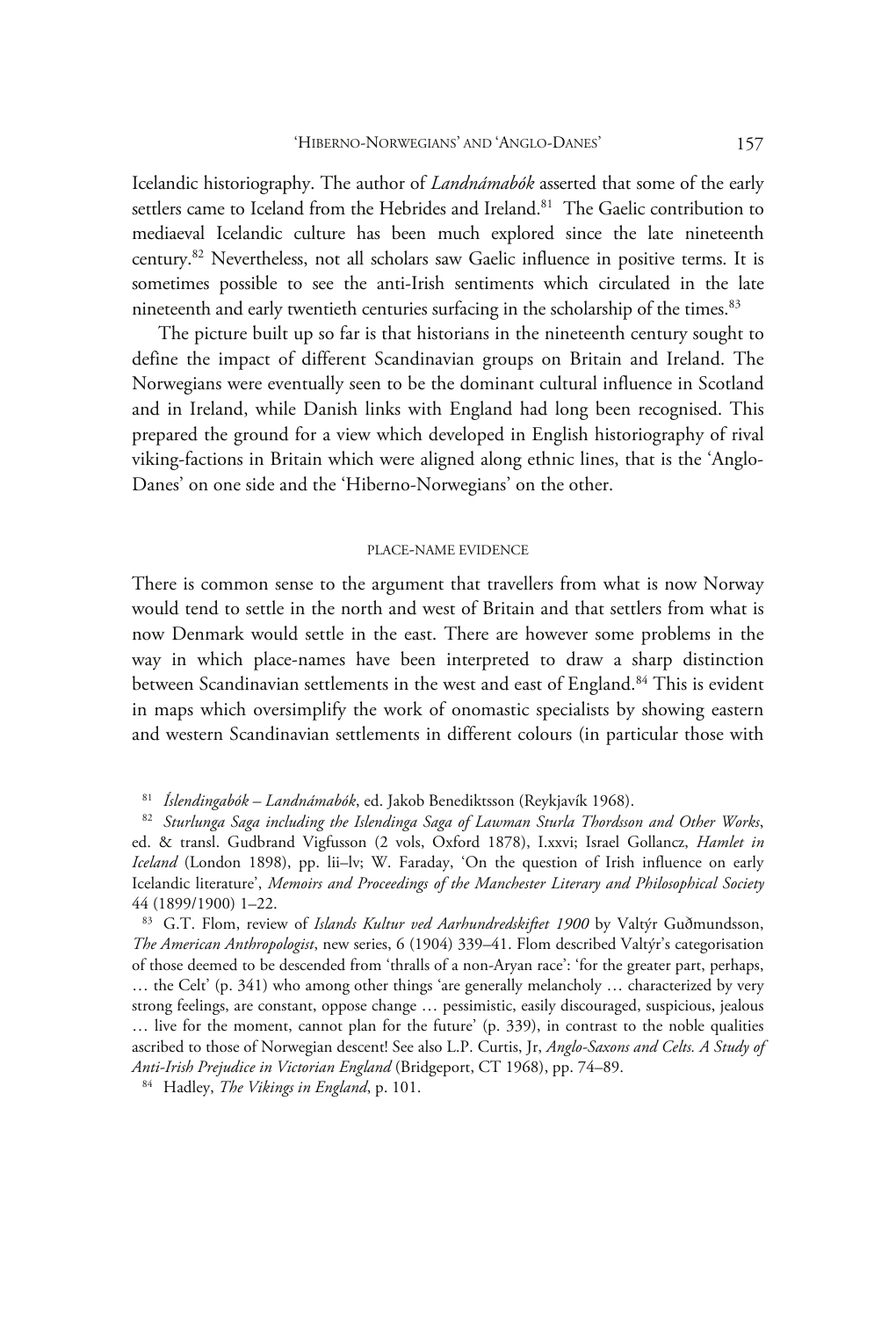Icelandic historiography. The author of *Landnámabók* asserted that some of the early settlers came to Iceland from the Hebrides and Ireland.[81] The Gaelic contribution to mediaeval Icelandic culture has been much explored since the late nineteenth century.[82] Nevertheless, not all scholars saw Gaelic influence in positive terms. It is sometimes possible to see the anti-Irish sentiments which circulated in the late nineteenth and early twentieth centuries surfacing in the scholarship of the times.[83]

The picture built up so far is that historians in the nineteenth century sought to define the impact of different Scandinavian groups on Britain and Ireland. The Norwegians were eventually seen to be the dominant cultural influence in Scotland and in Ireland, while Danish links with England had long been recognised. This prepared the ground for a view which developed in English historiography of rival viking-factions in Britain which were aligned along ethnic lines, that is the 'Anglo-Danes' on one side and the 'Hiberno-Norwegians' on the other.

## PLACE-NAME EVIDENCE

There is common sense to the argument that travellers from what is now Norway would tend to settle in the north and west of Britain and that settlers from what is now Denmark would settle in the east. There are however some problems in the way in which place-names have been interpreted to draw a sharp distinction between Scandinavian settlements in the west and east of England.[84] This is evident in maps which oversimplify the work of onomastic specialists by showing eastern and western Scandinavian settlements in different colours (in particular those with

---

[81] *Íslendingabók – Landnámabók*, ed. Jakob Benediktsson (Reykjavík 1968).

[82] *Sturlunga Saga including the Islendinga Saga of Lawman Sturla Thordsson and Other Works*, ed. & transl. Gudbrand Vigfusson (2 vols, Oxford 1878), I.xxvi; Israel Gollancz, *Hamlet in Iceland* (London 1898), pp. lii–lv; W. Faraday, 'On the question of Irish influence on early Icelandic literature', *Memoirs and Proceedings of the Manchester Literary and Philosophical Society* 44 (1899/1900) 1–22.

[83] G.T. Flom, review of *Islands Kultur ved Aarhundredskiftet 1900* by Valtýr Guðmundsson, *The American Anthropologist*, new series, 6 (1904) 339–41. Flom described Valtýr's categorisation of those deemed to be descended from 'thralls of a non-Aryan race': 'for the greater part, perhaps, … the Celt' (p. 341) who among other things 'are generally melancholy … characterized by very strong feelings, are constant, oppose change … pessimistic, easily discouraged, suspicious, jealous … live for the moment, cannot plan for the future' (p. 339), in contrast to the noble qualities ascribed to those of Norwegian descent! See also L.P. Curtis, Jr, *Anglo-Saxons and Celts. A Study of Anti-Irish Prejudice in Victorian England* (Bridgeport, CT 1968), pp. 74–89.

[84] Hadley, *The Vikings in England*, p. 101.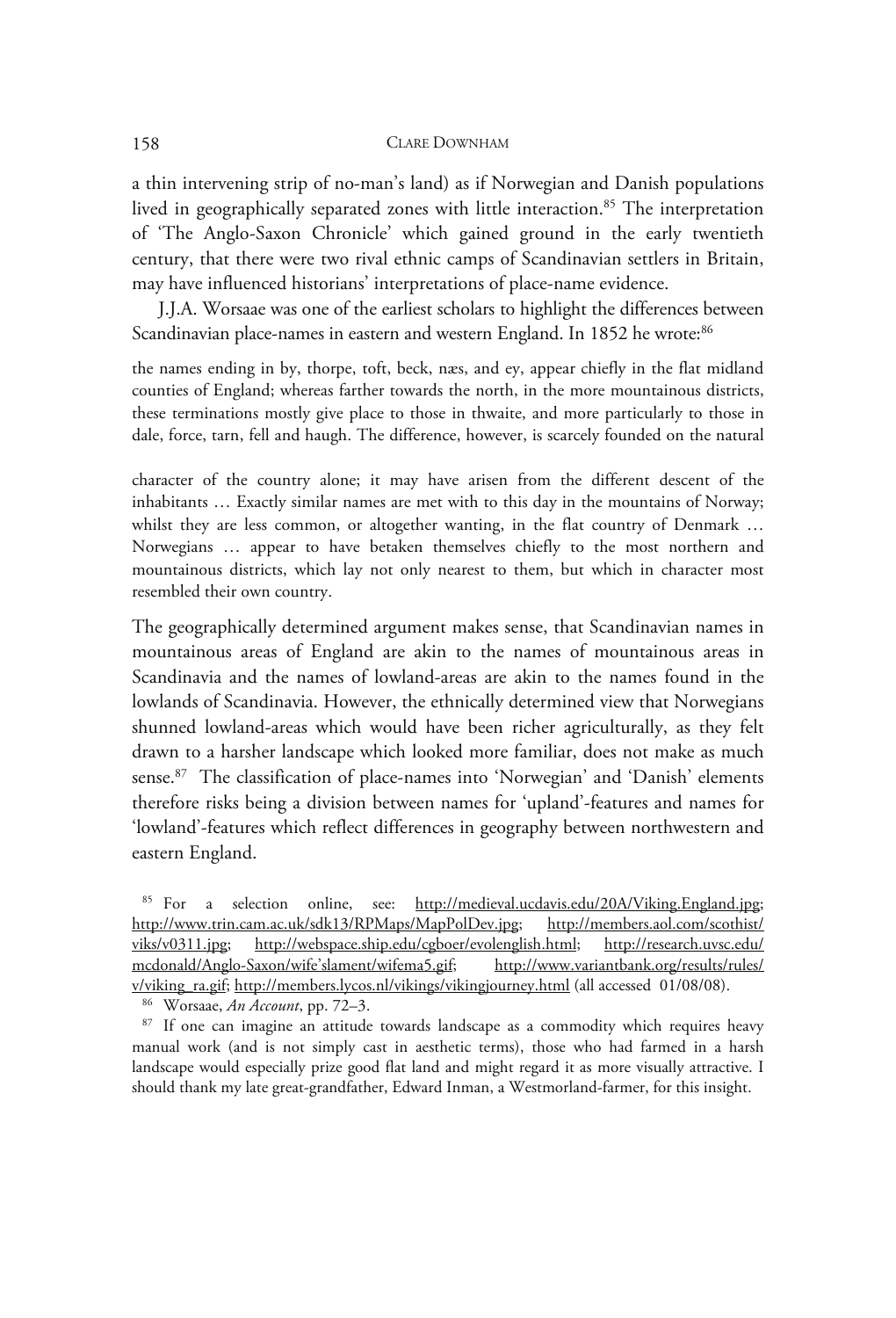a thin intervening strip of no-man's land) as if Norwegian and Danish populations lived in geographically separated zones with little interaction.[85] The interpretation of 'The Anglo-Saxon Chronicle' which gained ground in the early twentieth century, that there were two rival ethnic camps of Scandinavian settlers in Britain, may have influenced historians' interpretations of place-name evidence.

J.J.A. Worsaae was one of the earliest scholars to highlight the differences between Scandinavian place-names in eastern and western England. In 1852 he wrote:[86]

> the names ending in by, thorpe, toft, beck, næs, and ey, appear chiefly in the flat midland counties of England; whereas farther towards the north, in the more mountainous districts, these terminations mostly give place to those in thwaite, and more particularly to those in dale, force, tarn, fell and haugh. The difference, however, is scarcely founded on the natural character of the country alone; it may have arisen from the different descent of the inhabitants … Exactly similar names are met with to this day in the mountains of Norway; whilst they are less common, or altogether wanting, in the flat country of Denmark … Norwegians … appear to have betaken themselves chiefly to the most northern and mountainous districts, which lay not only nearest to them, but which in character most resembled their own country.

The geographically determined argument makes sense, that Scandinavian names in mountainous areas of England are akin to the names of mountainous areas in Scandinavia and the names of lowland-areas are akin to the names found in the lowlands of Scandinavia. However, the ethnically determined view that Norwegians shunned lowland-areas which would have been richer agriculturally, as they felt drawn to a harsher landscape which looked more familiar, does not make as much sense.[87] The classification of place-names into 'Norwegian' and 'Danish' elements therefore risks being a division between names for 'upland'-features and names for 'lowland'-features which reflect differences in geography between northwestern and eastern England.

[85] For a selection online, see: http://medieval.ucdavis.edu/20A/Viking.England.jpg; http://www.trin.cam.ac.uk/sdk13/RPMaps/MapPolDev.jpg; http://members.aol.com/scothist/viks/v0311.jpg; http://webspace.ship.edu/cgboer/evolenglish.html; http://research.uvsc.edu/mcdonald/Anglo-Saxon/wife'slament/wifema5.gif; http://www.variantbank.org/results/rules/v/viking_ra.gif; http://members.lycos.nl/vikings/vikingjourney.html (all accessed 01/08/08).

[86] Worsaae, *An Account*, pp. 72–3.

[87] If one can imagine an attitude towards landscape as a commodity which requires heavy manual work (and is not simply cast in aesthetic terms), those who had farmed in a harsh landscape would especially prize good flat land and might regard it as more visually attractive. I should thank my late great-grandfather, Edward Inman, a Westmorland-farmer, for this insight.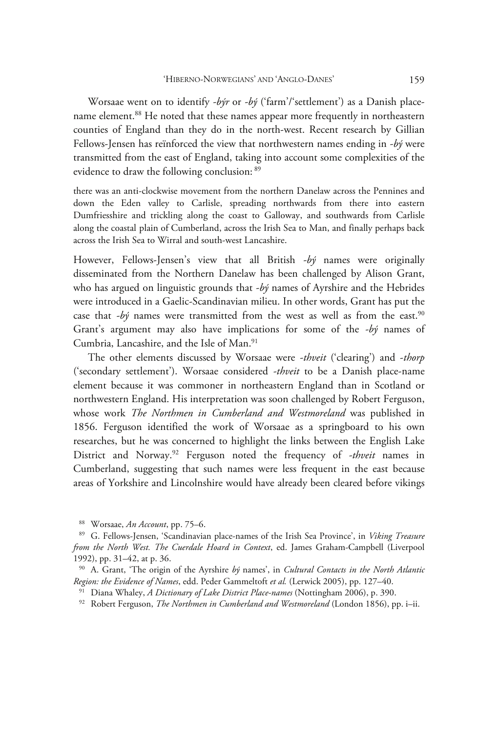Worsaae went on to identify *-býr* or *-bý* ('farm'/'settlement') as a Danish place-name element.[88] He noted that these names appear more frequently in northeastern counties of England than they do in the north-west. Recent research by Gillian Fellows-Jensen has reïnforced the view that northwestern names ending in *-bý* were transmitted from the east of England, taking into account some complexities of the evidence to draw the following conclusion: [89]

> there was an anti-clockwise movement from the northern Danelaw across the Pennines and down the Eden valley to Carlisle, spreading northwards from there into eastern Dumfriesshire and trickling along the coast to Galloway, and southwards from Carlisle along the coastal plain of Cumberland, across the Irish Sea to Man, and finally perhaps back across the Irish Sea to Wirral and south-west Lancashire.

However, Fellows-Jensen's view that all British *-bý* names were originally disseminated from the Northern Danelaw has been challenged by Alison Grant, who has argued on linguistic grounds that *-bý* names of Ayrshire and the Hebrides were introduced in a Gaelic-Scandinavian milieu. In other words, Grant has put the case that *-bý* names were transmitted from the west as well as from the east.[90] Grant's argument may also have implications for some of the *-bý* names of Cumbria, Lancashire, and the Isle of Man.[91]

The other elements discussed by Worsaae were *-thveit* ('clearing') and *-thorp* ('secondary settlement'). Worsaae considered *-thveit* to be a Danish place-name element because it was commoner in northeastern England than in Scotland or northwestern England. His interpretation was soon challenged by Robert Ferguson, whose work *The Northmen in Cumberland and Westmoreland* was published in 1856. Ferguson identified the work of Worsaae as a springboard to his own researches, but he was concerned to highlight the links between the English Lake District and Norway.[92] Ferguson noted the frequency of *-thveit* names in Cumberland, suggesting that such names were less frequent in the east because areas of Yorkshire and Lincolnshire would have already been cleared before vikings

---

[88] Worsaae, *An Account*, pp. 75–6.

[89] G. Fellows-Jensen, 'Scandinavian place-names of the Irish Sea Province', in *Viking Treasure from the North West. The Cuerdale Hoard in Context*, ed. James Graham-Campbell (Liverpool 1992), pp. 31–42, at p. 36.

[90] A. Grant, 'The origin of the Ayrshire *bý* names', in *Cultural Contacts in the North Atlantic Region: the Evidence of Names*, edd. Peder Gammeltoft *et al.* (Lerwick 2005), pp. 127–40.

[91] Diana Whaley, *A Dictionary of Lake District Place-names* (Nottingham 2006), p. 390.

[92] Robert Ferguson, *The Northmen in Cumberland and Westmoreland* (London 1856), pp. i–ii.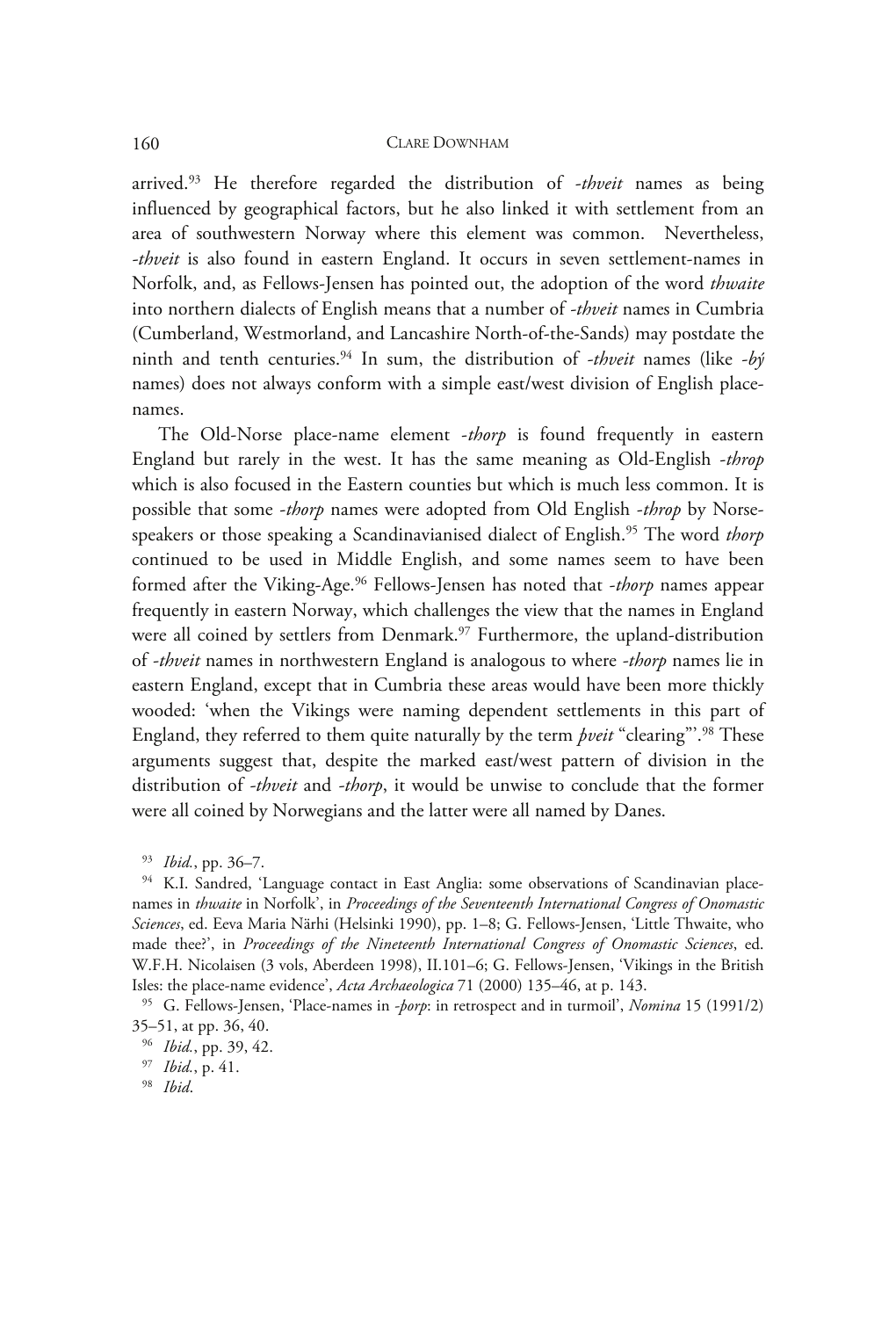arrived.[93] He therefore regarded the distribution of *-thveit* names as being influenced by geographical factors, but he also linked it with settlement from an area of southwestern Norway where this element was common. Nevertheless, *-thveit* is also found in eastern England. It occurs in seven settlement-names in Norfolk, and, as Fellows-Jensen has pointed out, the adoption of the word *thwaite* into northern dialects of English means that a number of *-thveit* names in Cumbria (Cumberland, Westmorland, and Lancashire North-of-the-Sands) may postdate the ninth and tenth centuries.[94] In sum, the distribution of *-thveit* names (like *-bý* names) does not always conform with a simple east/west division of English place-names.

The Old-Norse place-name element *-thorp* is found frequently in eastern England but rarely in the west. It has the same meaning as Old-English *-throp* which is also focused in the Eastern counties but which is much less common. It is possible that some *-thorp* names were adopted from Old English *-throp* by Norse-speakers or those speaking a Scandinavianised dialect of English.[95] The word *thorp* continued to be used in Middle English, and some names seem to have been formed after the Viking-Age.[96] Fellows-Jensen has noted that *-thorp* names appear frequently in eastern Norway, which challenges the view that the names in England were all coined by settlers from Denmark.[97] Furthermore, the upland-distribution of *-thveit* names in northwestern England is analogous to where *-thorp* names lie in eastern England, except that in Cumbria these areas would have been more thickly wooded: 'when the Vikings were naming dependent settlements in this part of England, they referred to them quite naturally by the term *þveit* "clearing"'.[98] These arguments suggest that, despite the marked east/west pattern of division in the distribution of *-thveit* and *-thorp*, it would be unwise to conclude that the former were all coined by Norwegians and the latter were all named by Danes.

[93] *Ibid.*, pp. 36–7.

[94] K.I. Sandred, 'Language contact in East Anglia: some observations of Scandinavian place-names in *thwaite* in Norfolk', in *Proceedings of the Seventeenth International Congress of Onomastic Sciences*, ed. Eeva Maria Närhi (Helsinki 1990), pp. 1–8; G. Fellows-Jensen, 'Little Thwaite, who made thee?', in *Proceedings of the Nineteenth International Congress of Onomastic Sciences*, ed. W.F.H. Nicolaisen (3 vols, Aberdeen 1998), II.101–6; G. Fellows-Jensen, 'Vikings in the British Isles: the place-name evidence', *Acta Archaeologica* 71 (2000) 135–46, at p. 143.

[95] G. Fellows-Jensen, 'Place-names in *-þorp*: in retrospect and in turmoil', *Nomina* 15 (1991/2) 35–51, at pp. 36, 40.

[96] *Ibid.*, pp. 39, 42.

[97] *Ibid.*, p. 41.

[98] *Ibid.*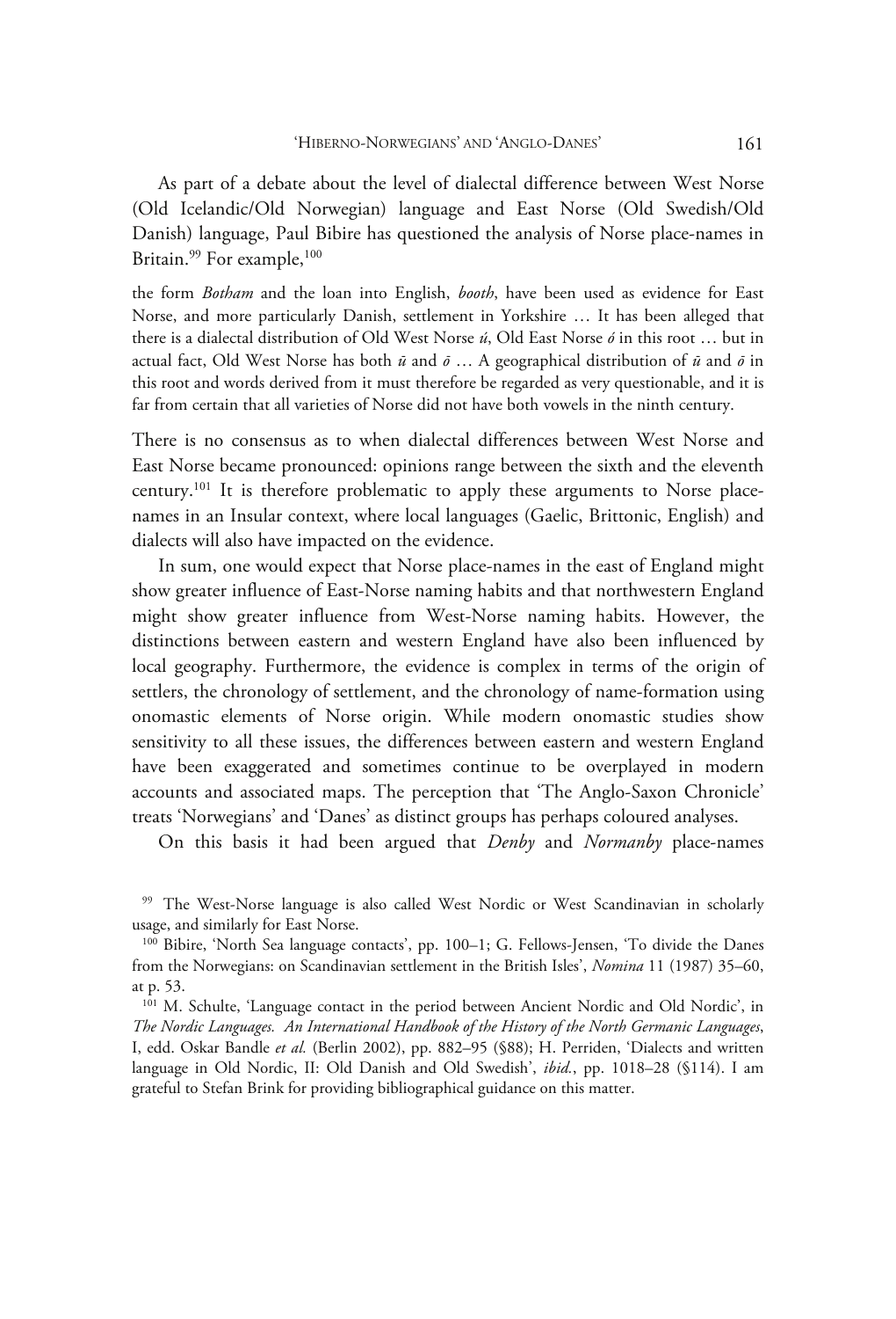As part of a debate about the level of dialectal difference between West Norse (Old Icelandic/Old Norwegian) language and East Norse (Old Swedish/Old Danish) language, Paul Bibire has questioned the analysis of Norse place-names in Britain.[99] For example,[100]

> the form *Botham* and the loan into English, *booth*, have been used as evidence for East Norse, and more particularly Danish, settlement in Yorkshire … It has been alleged that there is a dialectal distribution of Old West Norse *ú*, Old East Norse *ó* in this root … but in actual fact, Old West Norse has both *ū* and *ō* … A geographical distribution of *ū* and *ō* in this root and words derived from it must therefore be regarded as very questionable, and it is far from certain that all varieties of Norse did not have both vowels in the ninth century.

There is no consensus as to when dialectal differences between West Norse and East Norse became pronounced: opinions range between the sixth and the eleventh century.[101] It is therefore problematic to apply these arguments to Norse place-names in an Insular context, where local languages (Gaelic, Brittonic, English) and dialects will also have impacted on the evidence.

In sum, one would expect that Norse place-names in the east of England might show greater influence of East-Norse naming habits and that northwestern England might show greater influence from West-Norse naming habits. However, the distinctions between eastern and western England have also been influenced by local geography. Furthermore, the evidence is complex in terms of the origin of settlers, the chronology of settlement, and the chronology of name-formation using onomastic elements of Norse origin. While modern onomastic studies show sensitivity to all these issues, the differences between eastern and western England have been exaggerated and sometimes continue to be overplayed in modern accounts and associated maps. The perception that 'The Anglo-Saxon Chronicle' treats 'Norwegians' and 'Danes' as distinct groups has perhaps coloured analyses.

On this basis it had been argued that *Denby* and *Normanby* place-names

---

[99] The West-Norse language is also called West Nordic or West Scandinavian in scholarly usage, and similarly for East Norse.

[100] Bibire, 'North Sea language contacts', pp. 100–1; G. Fellows-Jensen, 'To divide the Danes from the Norwegians: on Scandinavian settlement in the British Isles', *Nomina* 11 (1987) 35–60, at p. 53.

[101] M. Schulte, 'Language contact in the period between Ancient Nordic and Old Nordic', in *The Nordic Languages. An International Handbook of the History of the North Germanic Languages*, I, edd. Oskar Bandle *et al.* (Berlin 2002), pp. 882–95 (§88); H. Perriden, 'Dialects and written language in Old Nordic, II: Old Danish and Old Swedish', *ibid.*, pp. 1018–28 (§114). I am grateful to Stefan Brink for providing bibliographical guidance on this matter.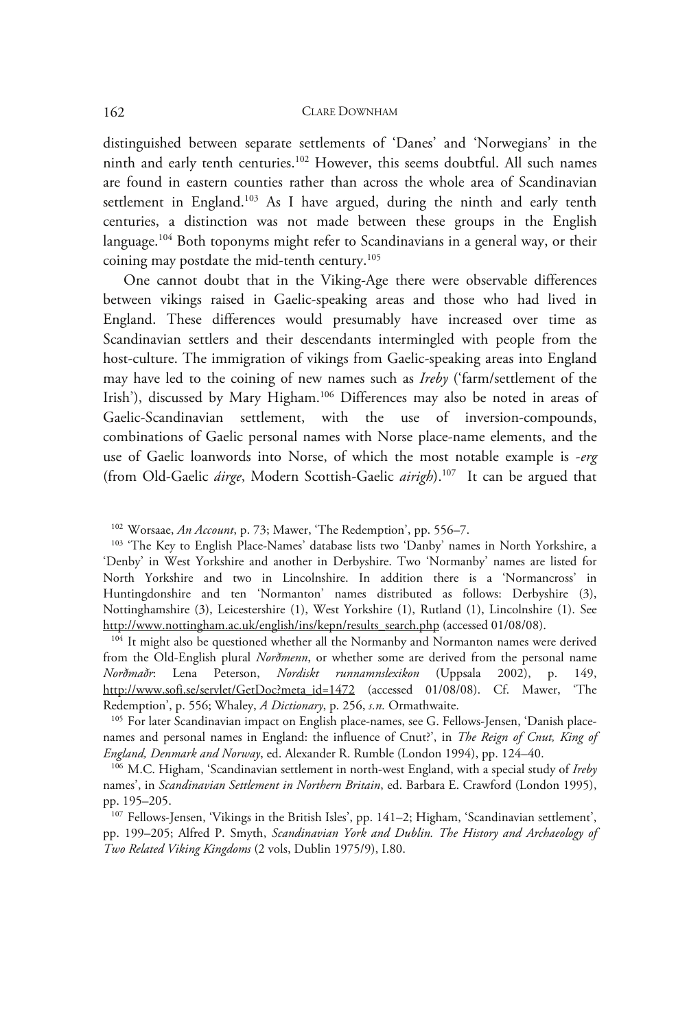distinguished between separate settlements of 'Danes' and 'Norwegians' in the ninth and early tenth centuries.[102] However, this seems doubtful. All such names are found in eastern counties rather than across the whole area of Scandinavian settlement in England.[103] As I have argued, during the ninth and early tenth centuries, a distinction was not made between these groups in the English language.[104] Both toponyms might refer to Scandinavians in a general way, or their coining may postdate the mid-tenth century.[105]

One cannot doubt that in the Viking-Age there were observable differences between vikings raised in Gaelic-speaking areas and those who had lived in England. These differences would presumably have increased over time as Scandinavian settlers and their descendants intermingled with people from the host-culture. The immigration of vikings from Gaelic-speaking areas into England may have led to the coining of new names such as *Ireby* ('farm/settlement of the Irish'), discussed by Mary Higham.[106] Differences may also be noted in areas of Gaelic-Scandinavian settlement, with the use of inversion-compounds, combinations of Gaelic personal names with Norse place-name elements, and the use of Gaelic loanwords into Norse, of which the most notable example is *-erg* (from Old-Gaelic *áirge*, Modern Scottish-Gaelic *airigh*).[107] It can be argued that

---

[102] Worsaae, *An Account*, p. 73; Mawer, 'The Redemption', pp. 556–7.

[103] 'The Key to English Place-Names' database lists two 'Danby' names in North Yorkshire, a 'Denby' in West Yorkshire and another in Derbyshire. Two 'Normanby' names are listed for North Yorkshire and two in Lincolnshire. In addition there is a 'Normancross' in Huntingdonshire and ten 'Normanton' names distributed as follows: Derbyshire (3), Nottinghamshire (3), Leicestershire (1), West Yorkshire (1), Rutland (1), Lincolnshire (1). See http://www.nottingham.ac.uk/english/ins/kepn/results_search.php (accessed 01/08/08).

[104] It might also be questioned whether all the Normanby and Normanton names were derived from the Old-English plural *Norðmenn*, or whether some are derived from the personal name *Norðmaðr*: Lena Peterson, *Nordiskt runnamnslexikon* (Uppsala 2002), p. 149, http://www.sofi.se/servlet/GetDoc?meta_id=1472 (accessed 01/08/08). Cf. Mawer, 'The Redemption', p. 556; Whaley, *A Dictionary*, p. 256, *s.n.* Ormathwaite.

[105] For later Scandinavian impact on English place-names, see G. Fellows-Jensen, 'Danish place-names and personal names in England: the influence of Cnut?', in *The Reign of Cnut, King of England, Denmark and Norway*, ed. Alexander R. Rumble (London 1994), pp. 124–40.

[106] M.C. Higham, 'Scandinavian settlement in north-west England, with a special study of *Ireby* names', in *Scandinavian Settlement in Northern Britain*, ed. Barbara E. Crawford (London 1995), pp. 195–205.

[107] Fellows-Jensen, 'Vikings in the British Isles', pp. 141–2; Higham, 'Scandinavian settlement', pp. 199–205; Alfred P. Smyth, *Scandinavian York and Dublin. The History and Archaeology of Two Related Viking Kingdoms* (2 vols, Dublin 1975/9), I.80.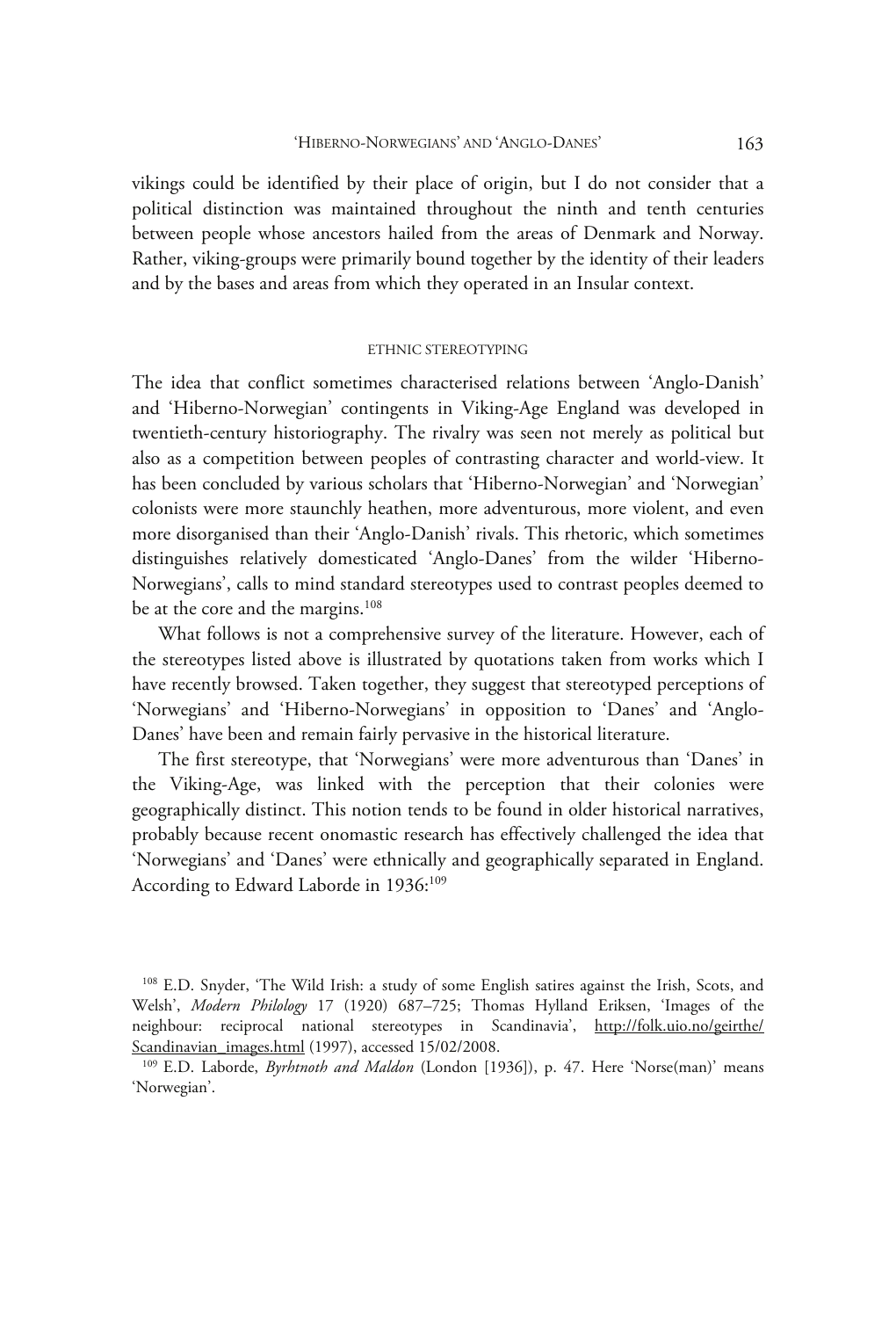vikings could be identified by their place of origin, but I do not consider that a political distinction was maintained throughout the ninth and tenth centuries between people whose ancestors hailed from the areas of Denmark and Norway. Rather, viking-groups were primarily bound together by the identity of their leaders and by the bases and areas from which they operated in an Insular context.

## ETHNIC STEREOTYPING

The idea that conflict sometimes characterised relations between 'Anglo-Danish' and 'Hiberno-Norwegian' contingents in Viking-Age England was developed in twentieth-century historiography. The rivalry was seen not merely as political but also as a competition between peoples of contrasting character and world-view. It has been concluded by various scholars that 'Hiberno-Norwegian' and 'Norwegian' colonists were more staunchly heathen, more adventurous, more violent, and even more disorganised than their 'Anglo-Danish' rivals. This rhetoric, which sometimes distinguishes relatively domesticated 'Anglo-Danes' from the wilder 'Hiberno-Norwegians', calls to mind standard stereotypes used to contrast peoples deemed to be at the core and the margins.[108]

What follows is not a comprehensive survey of the literature. However, each of the stereotypes listed above is illustrated by quotations taken from works which I have recently browsed. Taken together, they suggest that stereotyped perceptions of 'Norwegians' and 'Hiberno-Norwegians' in opposition to 'Danes' and 'Anglo-Danes' have been and remain fairly pervasive in the historical literature.

The first stereotype, that 'Norwegians' were more adventurous than 'Danes' in the Viking-Age, was linked with the perception that their colonies were geographically distinct. This notion tends to be found in older historical narratives, probably because recent onomastic research has effectively challenged the idea that 'Norwegians' and 'Danes' were ethnically and geographically separated in England. According to Edward Laborde in 1936:[109]

---

[108] E.D. Snyder, 'The Wild Irish: a study of some English satires against the Irish, Scots, and Welsh', *Modern Philology* 17 (1920) 687–725; Thomas Hylland Eriksen, 'Images of the neighbour: reciprocal national stereotypes in Scandinavia', http://folk.uio.no/geirthe/Scandinavian_images.html (1997), accessed 15/02/2008.

[109] E.D. Laborde, *Byrhtnoth and Maldon* (London [1936]), p. 47. Here 'Norse(man)' means 'Norwegian'.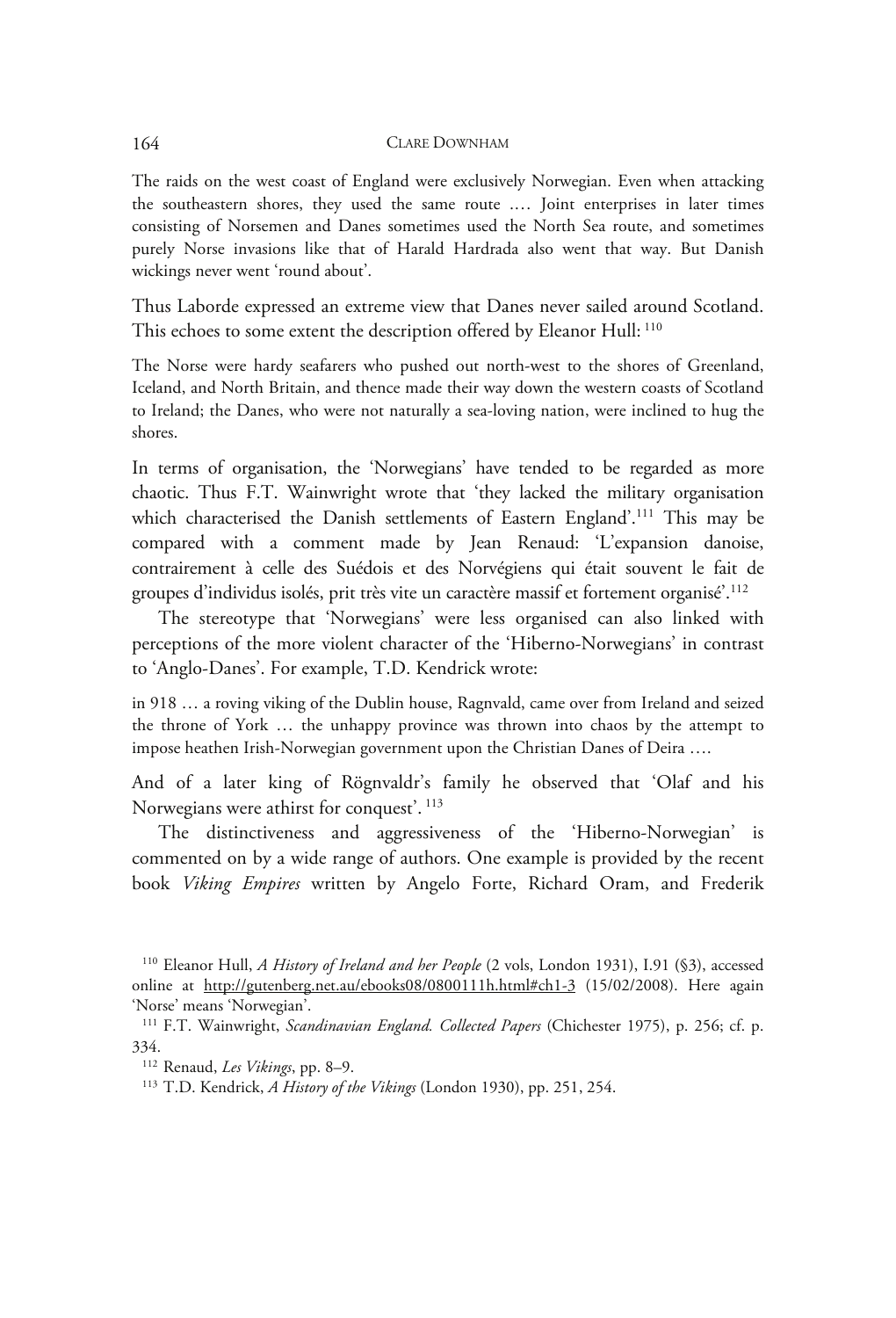> The raids on the west coast of England were exclusively Norwegian. Even when attacking the southeastern shores, they used the same route …. Joint enterprises in later times consisting of Norsemen and Danes sometimes used the North Sea route, and sometimes purely Norse invasions like that of Harald Hardrada also went that way. But Danish wickings never went 'round about'.

Thus Laborde expressed an extreme view that Danes never sailed around Scotland. This echoes to some extent the description offered by Eleanor Hull: [110]

> The Norse were hardy seafarers who pushed out north-west to the shores of Greenland, Iceland, and North Britain, and thence made their way down the western coasts of Scotland to Ireland; the Danes, who were not naturally a sea-loving nation, were inclined to hug the shores.

In terms of organisation, the 'Norwegians' have tended to be regarded as more chaotic. Thus F.T. Wainwright wrote that 'they lacked the military organisation which characterised the Danish settlements of Eastern England'.[111] This may be compared with a comment made by Jean Renaud: 'L'expansion danoise, contrairement à celle des Suédois et des Norvégiens qui était souvent le fait de groupes d'individus isolés, prit très vite un caractère massif et fortement organisé'.[112]

The stereotype that 'Norwegians' were less organised can also linked with perceptions of the more violent character of the 'Hiberno-Norwegians' in contrast to 'Anglo-Danes'. For example, T.D. Kendrick wrote:

> in 918 … a roving viking of the Dublin house, Ragnvald, came over from Ireland and seized the throne of York … the unhappy province was thrown into chaos by the attempt to impose heathen Irish-Norwegian government upon the Christian Danes of Deira ….

And of a later king of Rögnvaldr's family he observed that 'Olaf and his Norwegians were athirst for conquest'. [113]

The distinctiveness and aggressiveness of the 'Hiberno-Norwegian' is commented on by a wide range of authors. One example is provided by the recent book *Viking Empires* written by Angelo Forte, Richard Oram, and Frederik

---

[110] Eleanor Hull, *A History of Ireland and her People* (2 vols, London 1931), I.91 (§3), accessed online at http://gutenberg.net.au/ebooks08/0800111h.html#ch1-3 (15/02/2008). Here again 'Norse' means 'Norwegian'.

[111] F.T. Wainwright, *Scandinavian England. Collected Papers* (Chichester 1975), p. 256; cf. p. 334.

[112] Renaud, *Les Vikings*, pp. 8–9.

[113] T.D. Kendrick, *A History of the Vikings* (London 1930), pp. 251, 254.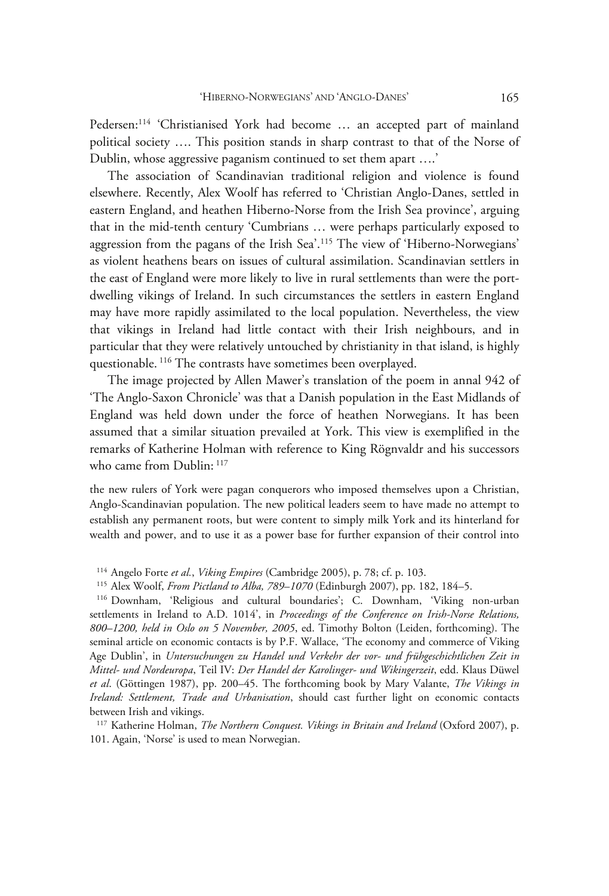Pedersen:[114] 'Christianised York had become … an accepted part of mainland political society …. This position stands in sharp contrast to that of the Norse of Dublin, whose aggressive paganism continued to set them apart ….'

The association of Scandinavian traditional religion and violence is found elsewhere. Recently, Alex Woolf has referred to 'Christian Anglo-Danes, settled in eastern England, and heathen Hiberno-Norse from the Irish Sea province', arguing that in the mid-tenth century 'Cumbrians … were perhaps particularly exposed to aggression from the pagans of the Irish Sea'.[115] The view of 'Hiberno-Norwegians' as violent heathens bears on issues of cultural assimilation. Scandinavian settlers in the east of England were more likely to live in rural settlements than were the port-dwelling vikings of Ireland. In such circumstances the settlers in eastern England may have more rapidly assimilated to the local population. Nevertheless, the view that vikings in Ireland had little contact with their Irish neighbours, and in particular that they were relatively untouched by christianity in that island, is highly questionable.[116] The contrasts have sometimes been overplayed.

The image projected by Allen Mawer's translation of the poem in annal 942 of 'The Anglo-Saxon Chronicle' was that a Danish population in the East Midlands of England was held down under the force of heathen Norwegians. It has been assumed that a similar situation prevailed at York. This view is exemplified in the remarks of Katherine Holman with reference to King Rögnvaldr and his successors who came from Dublin:[117]

> the new rulers of York were pagan conquerors who imposed themselves upon a Christian, Anglo-Scandinavian population. The new political leaders seem to have made no attempt to establish any permanent roots, but were content to simply milk York and its hinterland for wealth and power, and to use it as a power base for further expansion of their control into

[114] Angelo Forte *et al.*, *Viking Empires* (Cambridge 2005), p. 78; cf. p. 103.

[115] Alex Woolf, *From Pictland to Alba, 789–1070* (Edinburgh 2007), pp. 182, 184–5.

[116] Downham, 'Religious and cultural boundaries'; C. Downham, 'Viking non-urban settlements in Ireland to A.D. 1014', in *Proceedings of the Conference on Irish-Norse Relations, 800–1200, held in Oslo on 5 November, 2005*, ed. Timothy Bolton (Leiden, forthcoming). The seminal article on economic contacts is by P.F. Wallace, 'The economy and commerce of Viking Age Dublin', in *Untersuchungen zu Handel und Verkehr der vor- und frühgeschichtlichen Zeit in Mittel- und Nordeuropa*, Teil IV: *Der Handel der Karolinger- und Wikingerzeit*, edd. Klaus Düwel *et al*. (Göttingen 1987), pp. 200–45. The forthcoming book by Mary Valante, *The Vikings in Ireland: Settlement, Trade and Urbanisation*, should cast further light on economic contacts between Irish and vikings.

[117] Katherine Holman, *The Northern Conquest. Vikings in Britain and Ireland* (Oxford 2007), p. 101. Again, 'Norse' is used to mean Norwegian.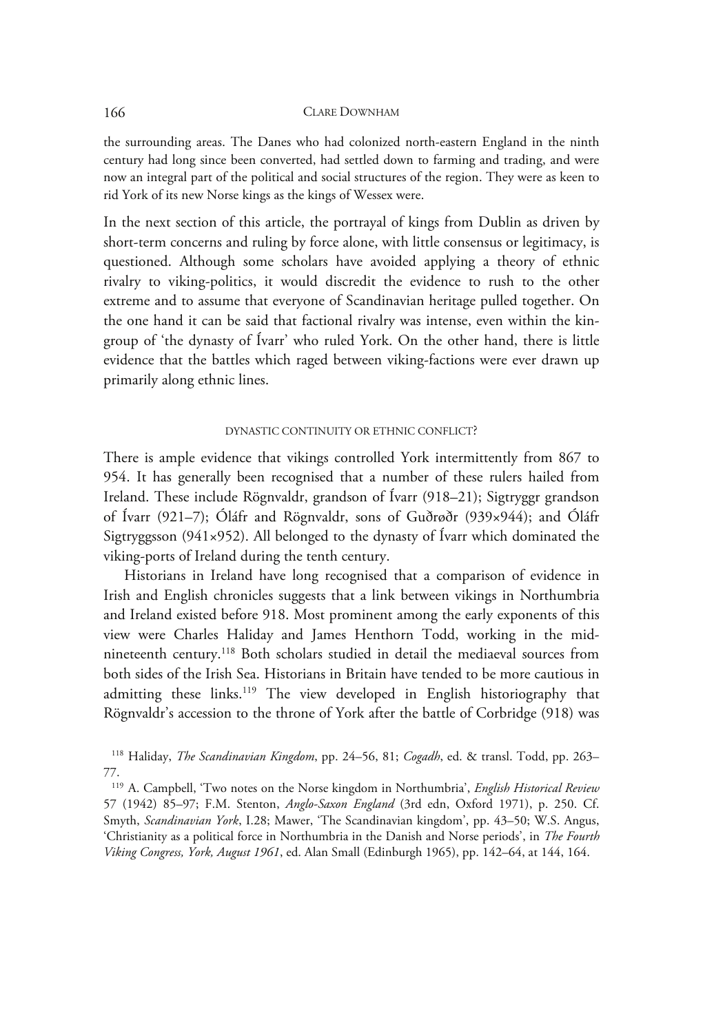the surrounding areas. The Danes who had colonized north-eastern England in the ninth century had long since been converted, had settled down to farming and trading, and were now an integral part of the political and social structures of the region. They were as keen to rid York of its new Norse kings as the kings of Wessex were.

In the next section of this article, the portrayal of kings from Dublin as driven by short-term concerns and ruling by force alone, with little consensus or legitimacy, is questioned. Although some scholars have avoided applying a theory of ethnic rivalry to viking-politics, it would discredit the evidence to rush to the other extreme and to assume that everyone of Scandinavian heritage pulled together. On the one hand it can be said that factional rivalry was intense, even within the kin-group of 'the dynasty of Ívarr' who ruled York. On the other hand, there is little evidence that the battles which raged between viking-factions were ever drawn up primarily along ethnic lines.

## DYNASTIC CONTINUITY OR ETHNIC CONFLICT?

There is ample evidence that vikings controlled York intermittently from 867 to 954. It has generally been recognised that a number of these rulers hailed from Ireland. These include Rögnvaldr, grandson of Ívarr (918–21); Sigtryggr grandson of Ívarr (921–7); Óláfr and Rögnvaldr, sons of Guðrøðr (939×944); and Óláfr Sigtryggsson (941×952). All belonged to the dynasty of Ívarr which dominated the viking-ports of Ireland during the tenth century.

Historians in Ireland have long recognised that a comparison of evidence in Irish and English chronicles suggests that a link between vikings in Northumbria and Ireland existed before 918. Most prominent among the early exponents of this view were Charles Haliday and James Henthorn Todd, working in the mid-nineteenth century.[118] Both scholars studied in detail the mediaeval sources from both sides of the Irish Sea. Historians in Britain have tended to be more cautious in admitting these links.[119] The view developed in English historiography that Rögnvaldr's accession to the throne of York after the battle of Corbridge (918) was

[118] Haliday, *The Scandinavian Kingdom*, pp. 24–56, 81; *Cogadh*, ed. & transl. Todd, pp. 263–77.

[119] A. Campbell, 'Two notes on the Norse kingdom in Northumbria', *English Historical Review* 57 (1942) 85–97; F.M. Stenton, *Anglo-Saxon England* (3rd edn, Oxford 1971), p. 250. Cf. Smyth, *Scandinavian York*, I.28; Mawer, 'The Scandinavian kingdom', pp. 43–50; W.S. Angus, 'Christianity as a political force in Northumbria in the Danish and Norse periods', in *The Fourth Viking Congress, York, August 1961*, ed. Alan Small (Edinburgh 1965), pp. 142–64, at 144, 164.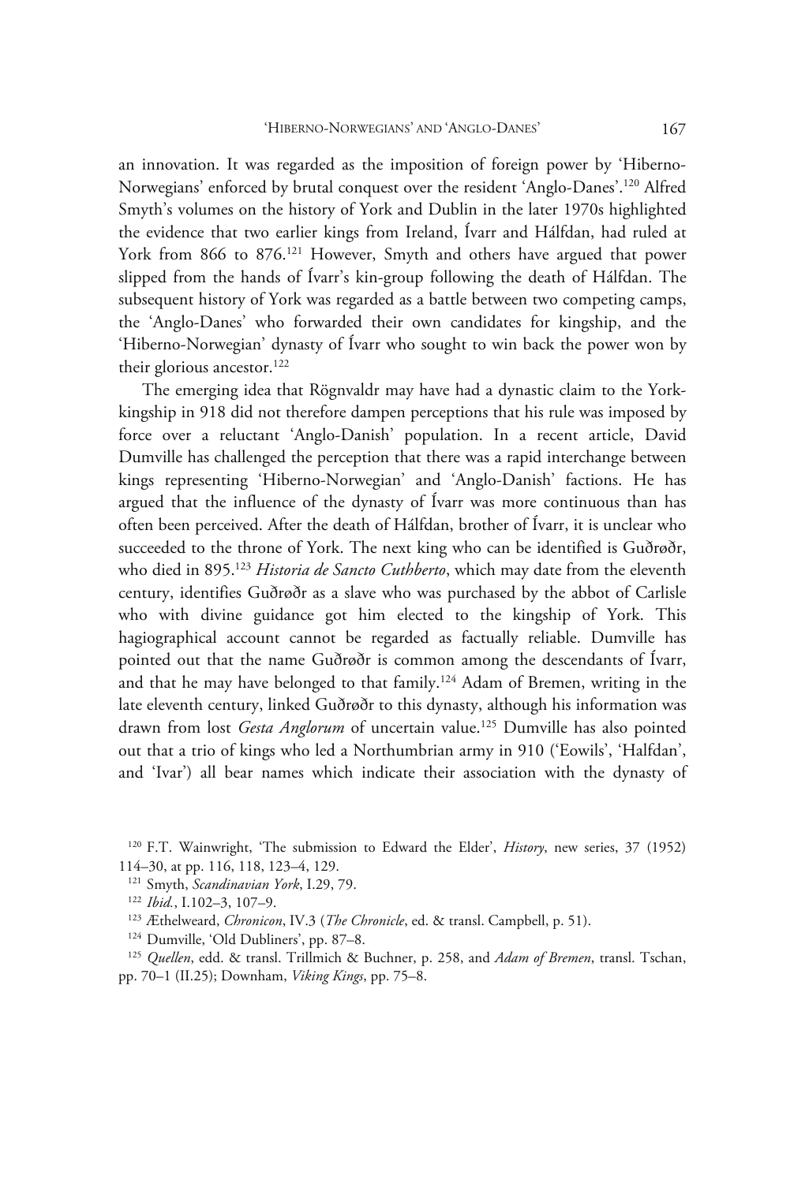an innovation. It was regarded as the imposition of foreign power by 'Hiberno-Norwegians' enforced by brutal conquest over the resident 'Anglo-Danes'.[120] Alfred Smyth's volumes on the history of York and Dublin in the later 1970s highlighted the evidence that two earlier kings from Ireland, Ívarr and Hálfdan, had ruled at York from 866 to 876.[121] However, Smyth and others have argued that power slipped from the hands of Ívarr's kin-group following the death of Hálfdan. The subsequent history of York was regarded as a battle between two competing camps, the 'Anglo-Danes' who forwarded their own candidates for kingship, and the 'Hiberno-Norwegian' dynasty of Ívarr who sought to win back the power won by their glorious ancestor.[122]

The emerging idea that Rögnvaldr may have had a dynastic claim to the York-kingship in 918 did not therefore dampen perceptions that his rule was imposed by force over a reluctant 'Anglo-Danish' population. In a recent article, David Dumville has challenged the perception that there was a rapid interchange between kings representing 'Hiberno-Norwegian' and 'Anglo-Danish' factions. He has argued that the influence of the dynasty of Ívarr was more continuous than has often been perceived. After the death of Hálfdan, brother of Ívarr, it is unclear who succeeded to the throne of York. The next king who can be identified is Guðrøðr, who died in 895.[123] *Historia de Sancto Cuthberto*, which may date from the eleventh century, identifies Guðrøðr as a slave who was purchased by the abbot of Carlisle who with divine guidance got him elected to the kingship of York. This hagiographical account cannot be regarded as factually reliable. Dumville has pointed out that the name Guðrøðr is common among the descendants of Ívarr, and that he may have belonged to that family.[124] Adam of Bremen, writing in the late eleventh century, linked Guðrøðr to this dynasty, although his information was drawn from lost *Gesta Anglorum* of uncertain value.[125] Dumville has also pointed out that a trio of kings who led a Northumbrian army in 910 ('Eowils', 'Halfdan', and 'Ivar') all bear names which indicate their association with the dynasty of

[120] F.T. Wainwright, 'The submission to Edward the Elder', *History*, new series, 37 (1952) 114–30, at pp. 116, 118, 123–4, 129.

[121] Smyth, *Scandinavian York*, I.29, 79.

[122] *Ibid.*, I.102–3, 107–9.

[123] Æthelweard, *Chronicon*, IV.3 (*The Chronicle*, ed. & transl. Campbell, p. 51).

[124] Dumville, 'Old Dubliners', pp. 87–8.

[125] *Quellen*, edd. & transl. Trillmich & Buchner, p. 258, and *Adam of Bremen*, transl. Tschan, pp. 70–1 (II.25); Downham, *Viking Kings*, pp. 75–8.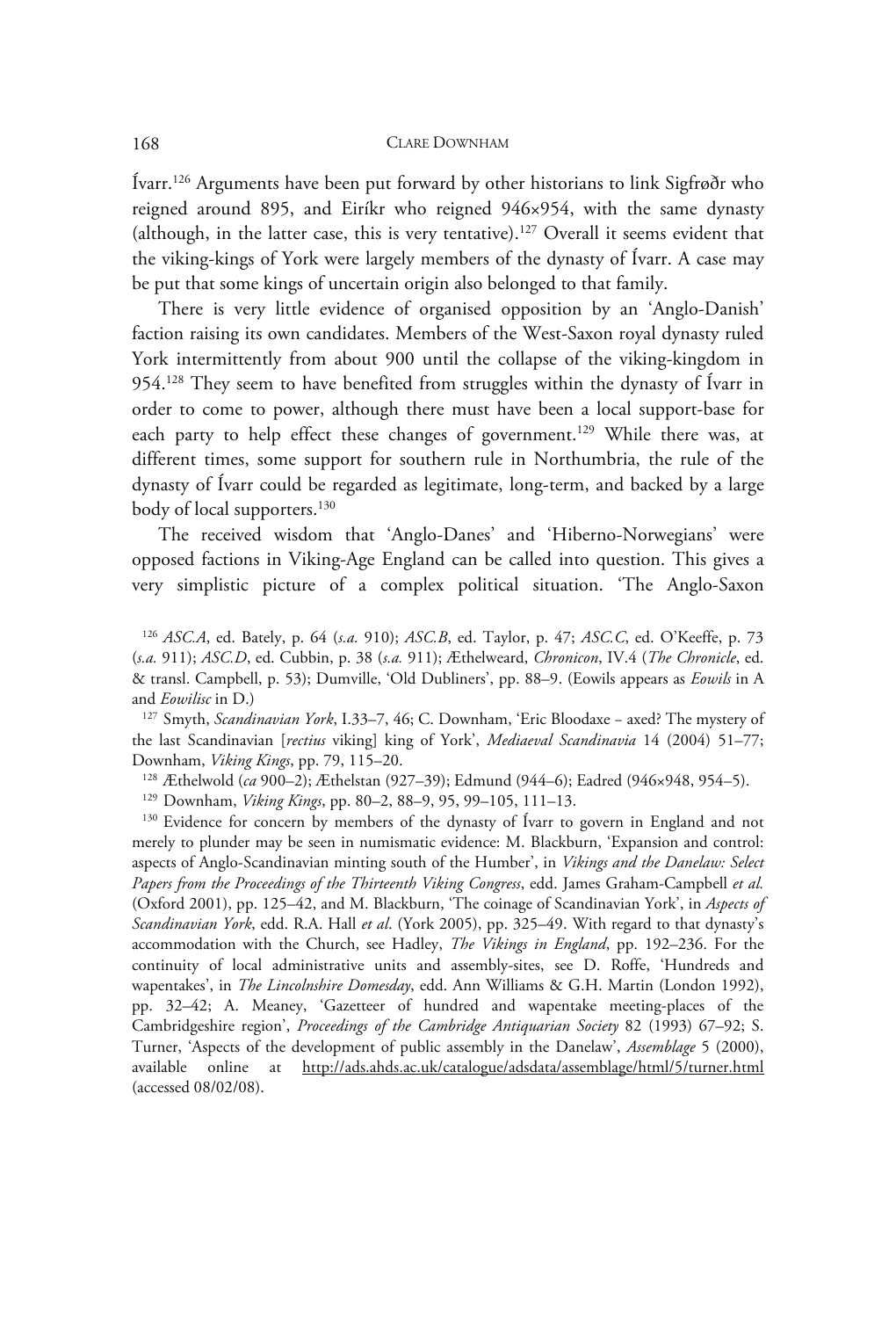Ívarr.[126] Arguments have been put forward by other historians to link Sigfrøðr who reigned around 895, and Eiríkr who reigned 946×954, with the same dynasty (although, in the latter case, this is very tentative).[127] Overall it seems evident that the viking-kings of York were largely members of the dynasty of Ívarr. A case may be put that some kings of uncertain origin also belonged to that family.

There is very little evidence of organised opposition by an 'Anglo-Danish' faction raising its own candidates. Members of the West-Saxon royal dynasty ruled York intermittently from about 900 until the collapse of the viking-kingdom in 954.[128] They seem to have benefited from struggles within the dynasty of Ívarr in order to come to power, although there must have been a local support-base for each party to help effect these changes of government.[129] While there was, at different times, some support for southern rule in Northumbria, the rule of the dynasty of Ívarr could be regarded as legitimate, long-term, and backed by a large body of local supporters.[130]

The received wisdom that 'Anglo-Danes' and 'Hiberno-Norwegians' were opposed factions in Viking-Age England can be called into question. This gives a very simplistic picture of a complex political situation. 'The Anglo-Saxon

---

[126] *ASC.A*, ed. Bately, p. 64 (*s.a.* 910); *ASC.B*, ed. Taylor, p. 47; *ASC.C*, ed. O'Keeffe, p. 73 (*s.a.* 911); *ASC.D*, ed. Cubbin, p. 38 (*s.a.* 911); Æthelweard, *Chronicon*, IV.4 (*The Chronicle*, ed. & transl. Campbell, p. 53); Dumville, 'Old Dubliners', pp. 88–9. (Eowils appears as *Eowils* in A and *Eowilisc* in D.)

[127] Smyth, *Scandinavian York*, I.33–7, 46; C. Downham, 'Eric Bloodaxe – axed? The mystery of the last Scandinavian [*rectius* viking] king of York', *Mediaeval Scandinavia* 14 (2004) 51–77; Downham, *Viking Kings*, pp. 79, 115–20.

[128] Æthelwold (*ca* 900–2); Æthelstan (927–39); Edmund (944–6); Eadred (946×948, 954–5).

[129] Downham, *Viking Kings*, pp. 80–2, 88–9, 95, 99–105, 111–13.

[130] Evidence for concern by members of the dynasty of Ívarr to govern in England and not merely to plunder may be seen in numismatic evidence: M. Blackburn, 'Expansion and control: aspects of Anglo-Scandinavian minting south of the Humber', in *Vikings and the Danelaw: Select Papers from the Proceedings of the Thirteenth Viking Congress*, edd. James Graham-Campbell *et al.* (Oxford 2001), pp. 125–42, and M. Blackburn, 'The coinage of Scandinavian York', in *Aspects of Scandinavian York*, edd. R.A. Hall *et al*. (York 2005), pp. 325–49. With regard to that dynasty's accommodation with the Church, see Hadley, *The Vikings in England*, pp. 192–236. For the continuity of local administrative units and assembly-sites, see D. Roffe, 'Hundreds and wapentakes', in *The Lincolnshire Domesday*, edd. Ann Williams & G.H. Martin (London 1992), pp. 32–42; A. Meaney, 'Gazetteer of hundred and wapentake meeting-places of the Cambridgeshire region', *Proceedings of the Cambridge Antiquarian Society* 82 (1993) 67–92; S. Turner, 'Aspects of the development of public assembly in the Danelaw', *Assemblage* 5 (2000), available online at http://ads.ahds.ac.uk/catalogue/adsdata/assemblage/html/5/turner.html (accessed 08/02/08).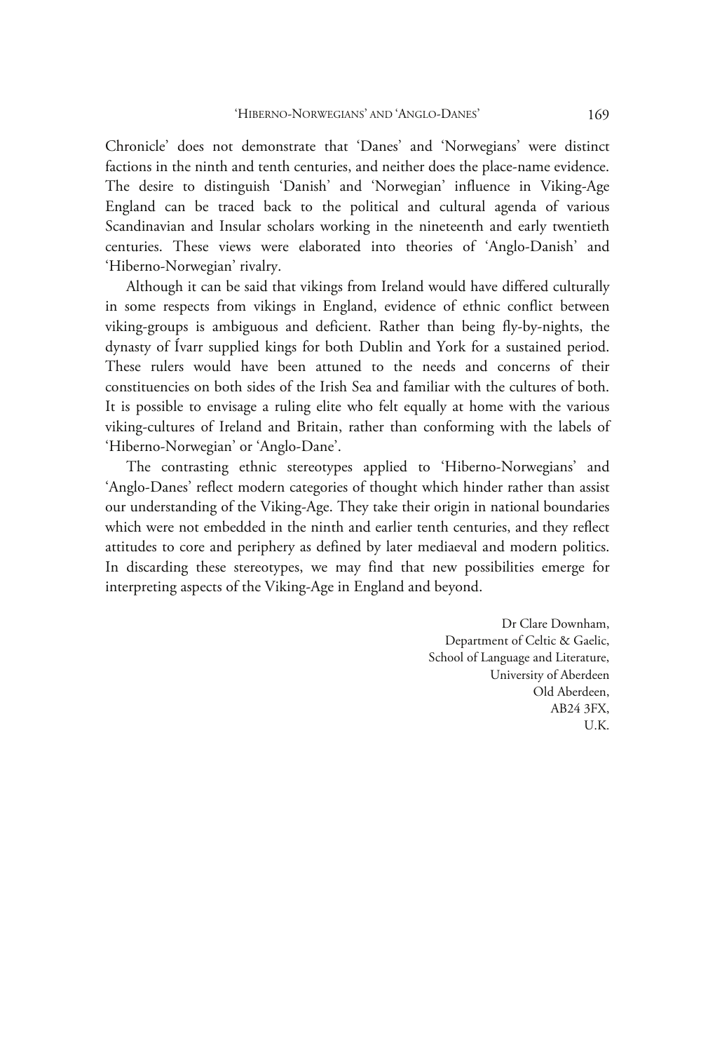Chronicle' does not demonstrate that 'Danes' and 'Norwegians' were distinct factions in the ninth and tenth centuries, and neither does the place-name evidence. The desire to distinguish 'Danish' and 'Norwegian' influence in Viking-Age England can be traced back to the political and cultural agenda of various Scandinavian and Insular scholars working in the nineteenth and early twentieth centuries. These views were elaborated into theories of 'Anglo-Danish' and 'Hiberno-Norwegian' rivalry.

Although it can be said that vikings from Ireland would have differed culturally in some respects from vikings in England, evidence of ethnic conflict between viking-groups is ambiguous and deficient. Rather than being fly-by-nights, the dynasty of Ívarr supplied kings for both Dublin and York for a sustained period. These rulers would have been attuned to the needs and concerns of their constituencies on both sides of the Irish Sea and familiar with the cultures of both. It is possible to envisage a ruling elite who felt equally at home with the various viking-cultures of Ireland and Britain, rather than conforming with the labels of 'Hiberno-Norwegian' or 'Anglo-Dane'.

The contrasting ethnic stereotypes applied to 'Hiberno-Norwegians' and 'Anglo-Danes' reflect modern categories of thought which hinder rather than assist our understanding of the Viking-Age. They take their origin in national boundaries which were not embedded in the ninth and earlier tenth centuries, and they reflect attitudes to core and periphery as defined by later mediaeval and modern politics. In discarding these stereotypes, we may find that new possibilities emerge for interpreting aspects of the Viking-Age in England and beyond.

Dr Clare Downham,
Department of Celtic & Gaelic,
School of Language and Literature,
University of Aberdeen
Old Aberdeen,
AB24 3FX,
U.K.